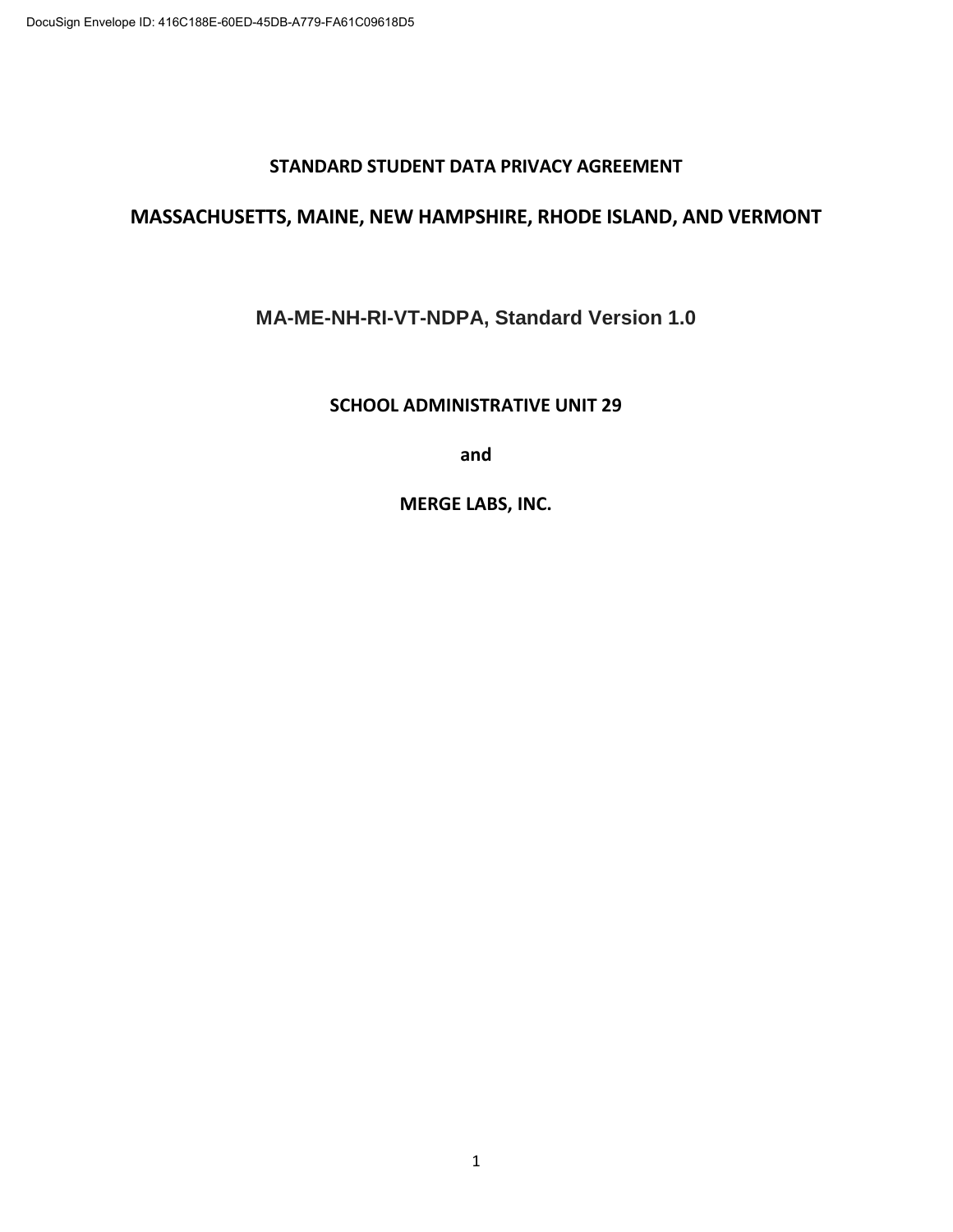# STANDARD STUDENT DATA PRIVACY AGREEMENT

## MASSACHUSETTS, MAINE, NEW HAMPSHIRE, RHODE ISLAND, AND VERMONT

**MA-ME-NH-RI-VT-NDPA, Standard Version 1.0**

**SCHOOL ADMINISTRATIVE UNIT 29**

**and**

**MERGE LABS, INC.**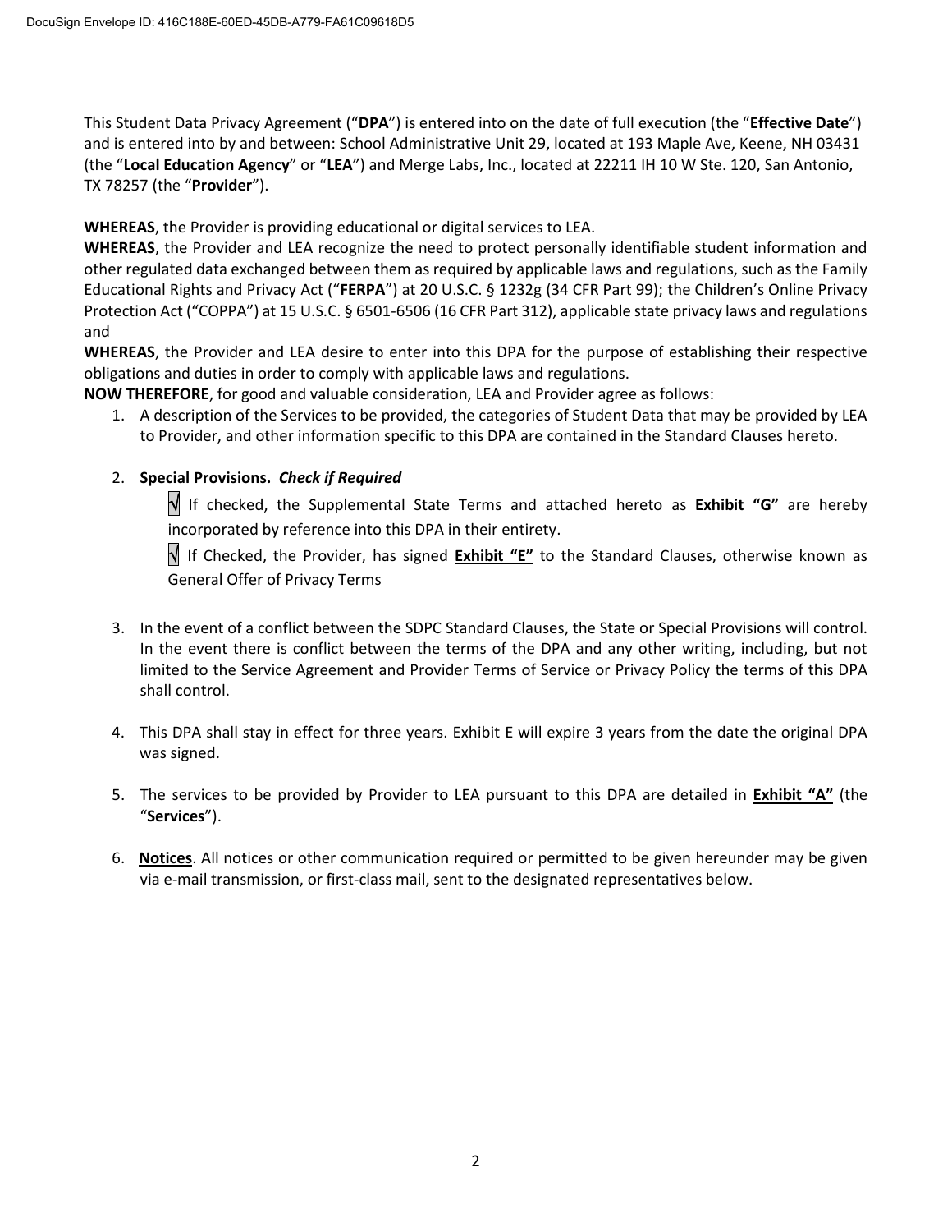This Student Data Privacy Agreement ("**DPA**") is entered into on the date of full execution (the "**Effective Date**") and is entered into by and between: School Administrative Unit 29, located at 193 Maple Ave, Keene, NH 03431 (the "**Local Education Agency**" or "**LEA**") and Merge Labs, Inc., located at 22211 IH 10 W Ste. 120, San Antonio, TX 78257 (the "**Provider**").

**WHEREAS**, the Provider is providing educational or digital services to LEA.
**WHEREAS**, the Provider and LEA recognize the need to protect personally identifiable student information and other regulated data exchanged between them as required by applicable laws and regulations, such as the Family Educational Rights and Privacy Act ("**FERPA**") at 20 U.S.C. § 1232g (34 CFR Part 99); the Children's Online Privacy Protection Act ("COPPA") at 15 U.S.C. § 6501-6506 (16 CFR Part 312), applicable state privacy laws and regulations and
**WHEREAS**, the Provider and LEA desire to enter into this DPA for the purpose of establishing their respective obligations and duties in order to comply with applicable laws and regulations.
**NOW THEREFORE**, for good and valuable consideration, LEA and Provider agree as follows:

1. A description of the Services to be provided, the categories of Student Data that may be provided by LEA to Provider, and other information specific to this DPA are contained in the Standard Clauses hereto.

2. **Special Provisions.** ***Check if Required***

   √ If checked, the Supplemental State Terms and attached hereto as **Exhibit "G"** are hereby incorporated by reference into this DPA in their entirety.

   √ If Checked, the Provider, has signed **Exhibit "E"** to the Standard Clauses, otherwise known as General Offer of Privacy Terms

3. In the event of a conflict between the SDPC Standard Clauses, the State or Special Provisions will control. In the event there is conflict between the terms of the DPA and any other writing, including, but not limited to the Service Agreement and Provider Terms of Service or Privacy Policy the terms of this DPA shall control.

4. This DPA shall stay in effect for three years. Exhibit E will expire 3 years from the date the original DPA was signed.

5. The services to be provided by Provider to LEA pursuant to this DPA are detailed in **Exhibit "A"** (the "**Services**").

6. **Notices**. All notices or other communication required or permitted to be given hereunder may be given via e-mail transmission, or first-class mail, sent to the designated representatives below.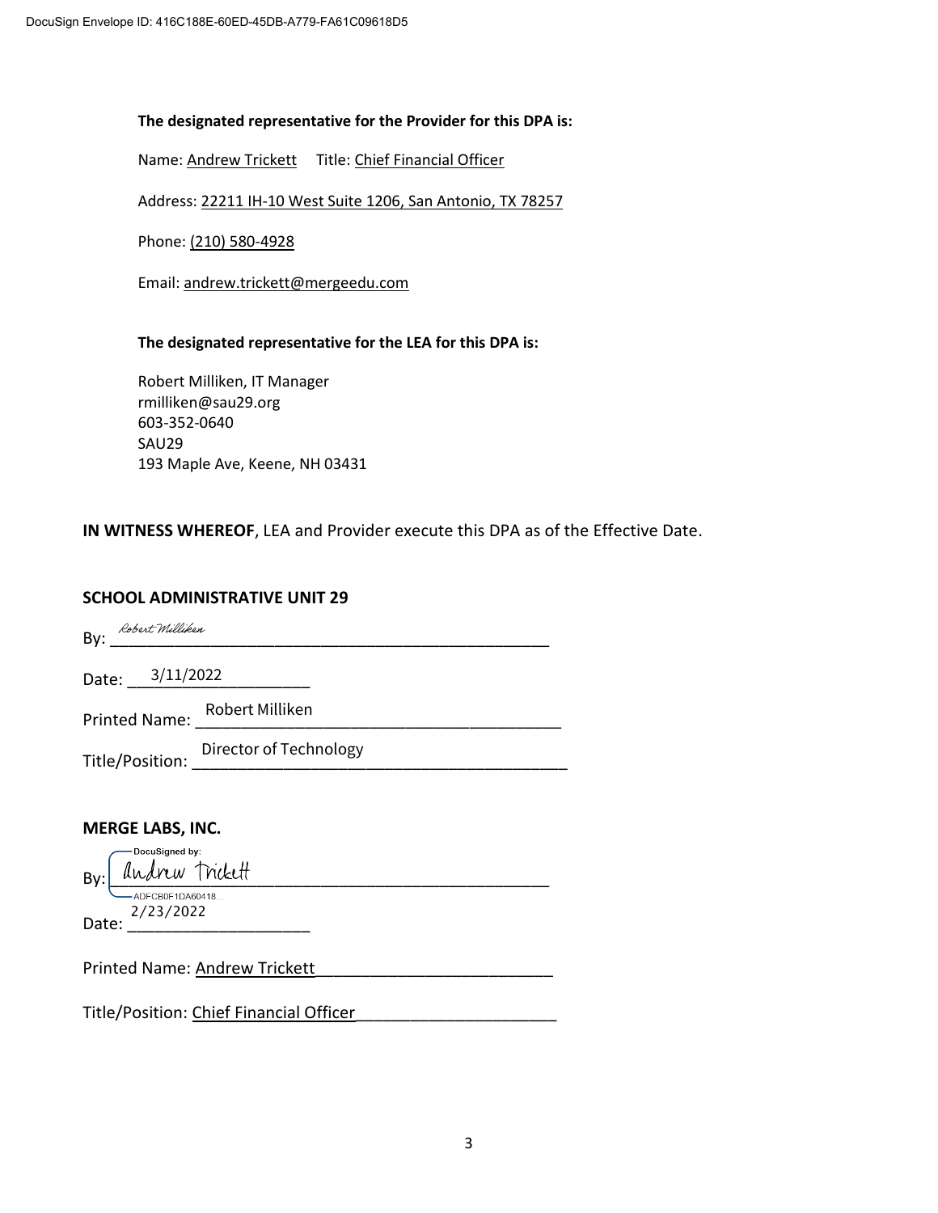**The designated representative for the Provider for this DPA is:**

Name: Andrew Trickett Title: Chief Financial Officer

Address: 22211 IH-10 West Suite 1206, San Antonio, TX 78257

Phone: (210) 580-4928

Email: andrew.trickett@mergeedu.com

**The designated representative for the LEA for this DPA is:**

Robert Milliken, IT Manager
rmilliken@sau29.org
603-352-0640
SAU29
193 Maple Ave, Keene, NH 03431

**IN WITNESS WHEREOF**, LEA and Provider execute this DPA as of the Effective Date.

**SCHOOL ADMINISTRATIVE UNIT 29**

By: Robert Milliken

Date: 3/11/2022

Printed Name: Robert Milliken

Title/Position: Director of Technology

**MERGE LABS, INC.**

By: Andrew Trickett
DocuSigned by: ADFCB0F1DA60418...

Date: 2/23/2022

Printed Name: Andrew Trickett

Title/Position: Chief Financial Officer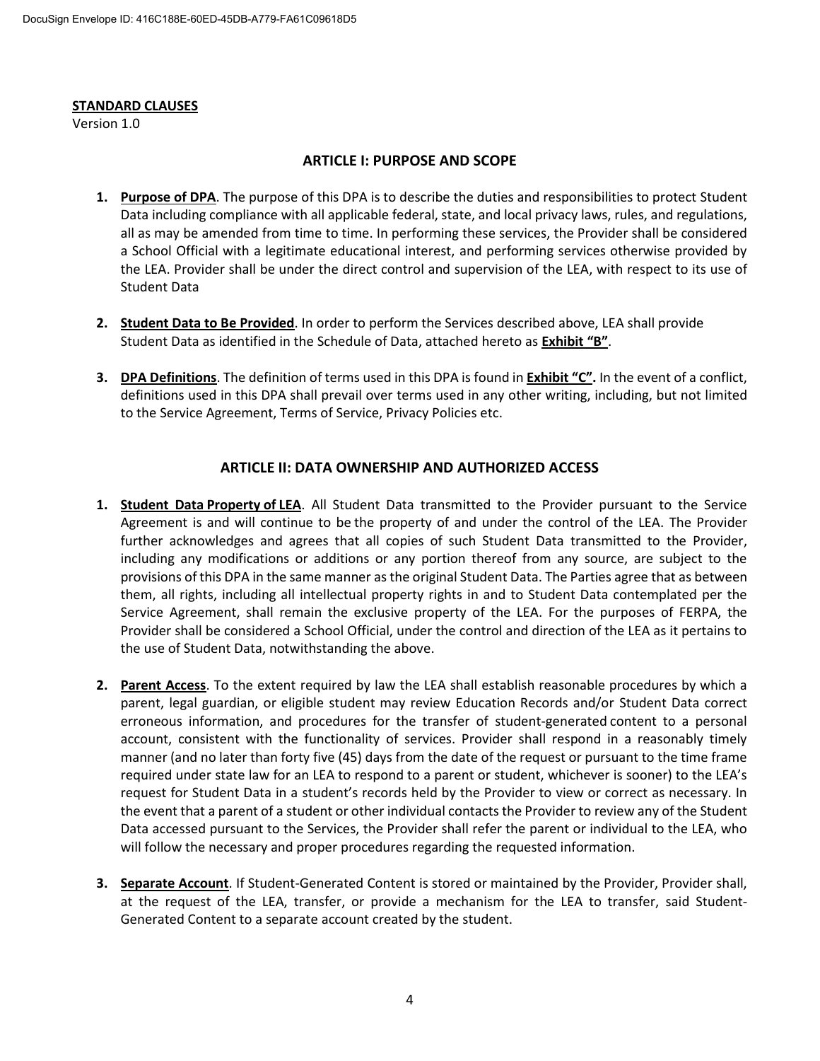**STANDARD CLAUSES**
Version 1.0

## ARTICLE I: PURPOSE AND SCOPE

1. **Purpose of DPA**. The purpose of this DPA is to describe the duties and responsibilities to protect Student Data including compliance with all applicable federal, state, and local privacy laws, rules, and regulations, all as may be amended from time to time. In performing these services, the Provider shall be considered a School Official with a legitimate educational interest, and performing services otherwise provided by the LEA. Provider shall be under the direct control and supervision of the LEA, with respect to its use of Student Data

2. **Student Data to Be Provided**. In order to perform the Services described above, LEA shall provide Student Data as identified in the Schedule of Data, attached hereto as **Exhibit "B"**.

3. **DPA Definitions**. The definition of terms used in this DPA is found in **Exhibit "C".** In the event of a conflict, definitions used in this DPA shall prevail over terms used in any other writing, including, but not limited to the Service Agreement, Terms of Service, Privacy Policies etc.

## ARTICLE II: DATA OWNERSHIP AND AUTHORIZED ACCESS

1. **Student Data Property of LEA**. All Student Data transmitted to the Provider pursuant to the Service Agreement is and will continue to be the property of and under the control of the LEA. The Provider further acknowledges and agrees that all copies of such Student Data transmitted to the Provider, including any modifications or additions or any portion thereof from any source, are subject to the provisions of this DPA in the same manner as the original Student Data. The Parties agree that as between them, all rights, including all intellectual property rights in and to Student Data contemplated per the Service Agreement, shall remain the exclusive property of the LEA. For the purposes of FERPA, the Provider shall be considered a School Official, under the control and direction of the LEA as it pertains to the use of Student Data, notwithstanding the above.

2. **Parent Access**. To the extent required by law the LEA shall establish reasonable procedures by which a parent, legal guardian, or eligible student may review Education Records and/or Student Data correct erroneous information, and procedures for the transfer of student-generated content to a personal account, consistent with the functionality of services. Provider shall respond in a reasonably timely manner (and no later than forty five (45) days from the date of the request or pursuant to the time frame required under state law for an LEA to respond to a parent or student, whichever is sooner) to the LEA's request for Student Data in a student's records held by the Provider to view or correct as necessary. In the event that a parent of a student or other individual contacts the Provider to review any of the Student Data accessed pursuant to the Services, the Provider shall refer the parent or individual to the LEA, who will follow the necessary and proper procedures regarding the requested information.

3. **Separate Account**. If Student-Generated Content is stored or maintained by the Provider, Provider shall, at the request of the LEA, transfer, or provide a mechanism for the LEA to transfer, said Student-Generated Content to a separate account created by the student.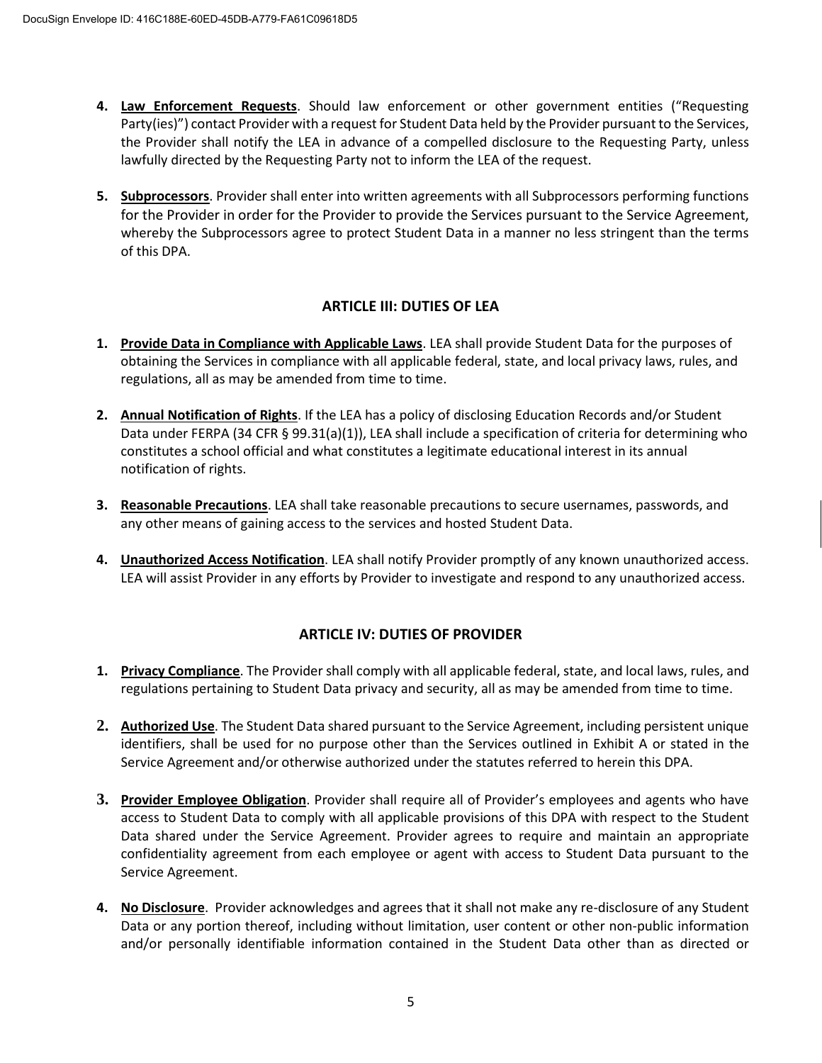4. **Law Enforcement Requests**. Should law enforcement or other government entities ("Requesting Party(ies)") contact Provider with a request for Student Data held by the Provider pursuant to the Services, the Provider shall notify the LEA in advance of a compelled disclosure to the Requesting Party, unless lawfully directed by the Requesting Party not to inform the LEA of the request.

5. **Subprocessors**. Provider shall enter into written agreements with all Subprocessors performing functions for the Provider in order for the Provider to provide the Services pursuant to the Service Agreement, whereby the Subprocessors agree to protect Student Data in a manner no less stringent than the terms of this DPA.

## ARTICLE III: DUTIES OF LEA

1. **Provide Data in Compliance with Applicable Laws**. LEA shall provide Student Data for the purposes of obtaining the Services in compliance with all applicable federal, state, and local privacy laws, rules, and regulations, all as may be amended from time to time.

2. **Annual Notification of Rights**. If the LEA has a policy of disclosing Education Records and/or Student Data under FERPA (34 CFR § 99.31(a)(1)), LEA shall include a specification of criteria for determining who constitutes a school official and what constitutes a legitimate educational interest in its annual notification of rights.

3. **Reasonable Precautions**. LEA shall take reasonable precautions to secure usernames, passwords, and any other means of gaining access to the services and hosted Student Data.

4. **Unauthorized Access Notification**. LEA shall notify Provider promptly of any known unauthorized access. LEA will assist Provider in any efforts by Provider to investigate and respond to any unauthorized access.

## ARTICLE IV: DUTIES OF PROVIDER

1. **Privacy Compliance**. The Provider shall comply with all applicable federal, state, and local laws, rules, and regulations pertaining to Student Data privacy and security, all as may be amended from time to time.

2. **Authorized Use**. The Student Data shared pursuant to the Service Agreement, including persistent unique identifiers, shall be used for no purpose other than the Services outlined in Exhibit A or stated in the Service Agreement and/or otherwise authorized under the statutes referred to herein this DPA.

3. **Provider Employee Obligation**. Provider shall require all of Provider's employees and agents who have access to Student Data to comply with all applicable provisions of this DPA with respect to the Student Data shared under the Service Agreement. Provider agrees to require and maintain an appropriate confidentiality agreement from each employee or agent with access to Student Data pursuant to the Service Agreement.

4. **No Disclosure**. Provider acknowledges and agrees that it shall not make any re-disclosure of any Student Data or any portion thereof, including without limitation, user content or other non-public information and/or personally identifiable information contained in the Student Data other than as directed or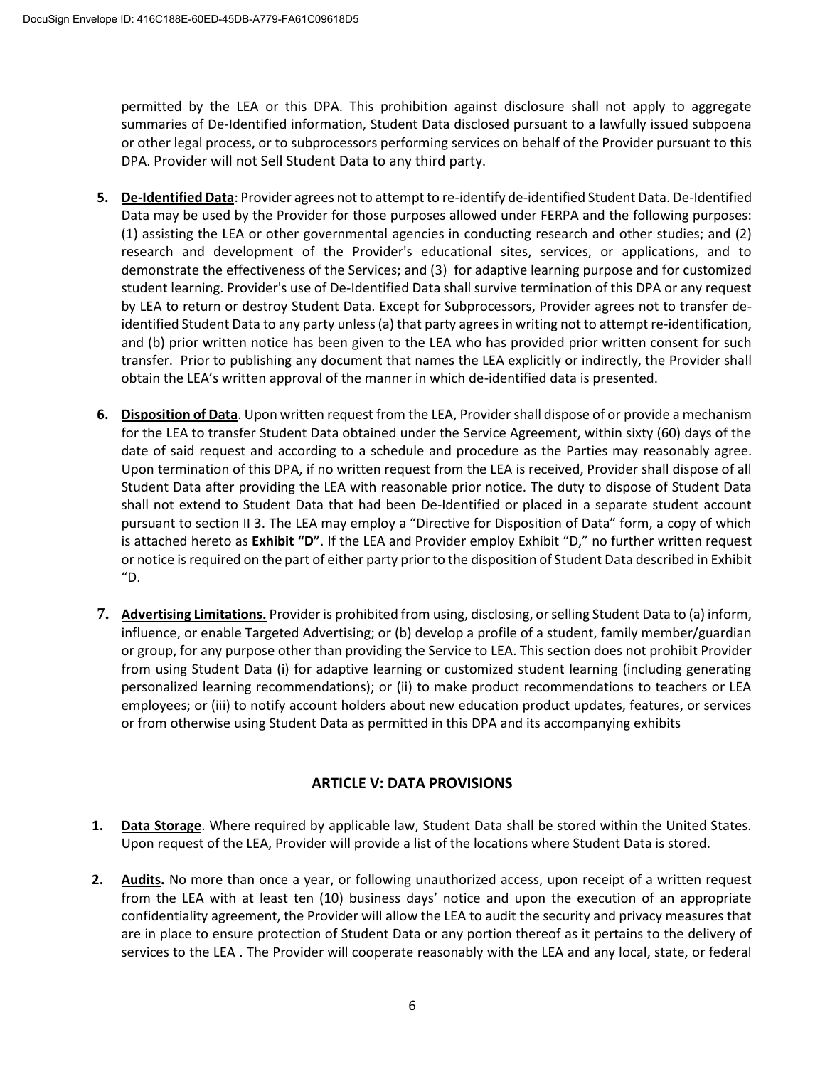permitted by the LEA or this DPA. This prohibition against disclosure shall not apply to aggregate summaries of De-Identified information, Student Data disclosed pursuant to a lawfully issued subpoena or other legal process, or to subprocessors performing services on behalf of the Provider pursuant to this DPA. Provider will not Sell Student Data to any third party.

5. **De-Identified Data**: Provider agrees not to attempt to re-identify de-identified Student Data. De-Identified Data may be used by the Provider for those purposes allowed under FERPA and the following purposes: (1) assisting the LEA or other governmental agencies in conducting research and other studies; and (2) research and development of the Provider's educational sites, services, or applications, and to demonstrate the effectiveness of the Services; and (3) for adaptive learning purpose and for customized student learning. Provider's use of De-Identified Data shall survive termination of this DPA or any request by LEA to return or destroy Student Data. Except for Subprocessors, Provider agrees not to transfer de-identified Student Data to any party unless (a) that party agrees in writing not to attempt re-identification, and (b) prior written notice has been given to the LEA who has provided prior written consent for such transfer. Prior to publishing any document that names the LEA explicitly or indirectly, the Provider shall obtain the LEA's written approval of the manner in which de-identified data is presented.

6. **Disposition of Data**. Upon written request from the LEA, Provider shall dispose of or provide a mechanism for the LEA to transfer Student Data obtained under the Service Agreement, within sixty (60) days of the date of said request and according to a schedule and procedure as the Parties may reasonably agree. Upon termination of this DPA, if no written request from the LEA is received, Provider shall dispose of all Student Data after providing the LEA with reasonable prior notice. The duty to dispose of Student Data shall not extend to Student Data that had been De-Identified or placed in a separate student account pursuant to section II 3. The LEA may employ a "Directive for Disposition of Data" form, a copy of which is attached hereto as **Exhibit "D"**. If the LEA and Provider employ Exhibit "D," no further written request or notice is required on the part of either party prior to the disposition of Student Data described in Exhibit "D.

7. **Advertising Limitations.** Provider is prohibited from using, disclosing, or selling Student Data to (a) inform, influence, or enable Targeted Advertising; or (b) develop a profile of a student, family member/guardian or group, for any purpose other than providing the Service to LEA. This section does not prohibit Provider from using Student Data (i) for adaptive learning or customized student learning (including generating personalized learning recommendations); or (ii) to make product recommendations to teachers or LEA employees; or (iii) to notify account holders about new education product updates, features, or services or from otherwise using Student Data as permitted in this DPA and its accompanying exhibits

## ARTICLE V: DATA PROVISIONS

1. **Data Storage**. Where required by applicable law, Student Data shall be stored within the United States. Upon request of the LEA, Provider will provide a list of the locations where Student Data is stored.

2. **Audits.** No more than once a year, or following unauthorized access, upon receipt of a written request from the LEA with at least ten (10) business days' notice and upon the execution of an appropriate confidentiality agreement, the Provider will allow the LEA to audit the security and privacy measures that are in place to ensure protection of Student Data or any portion thereof as it pertains to the delivery of services to the LEA . The Provider will cooperate reasonably with the LEA and any local, state, or federal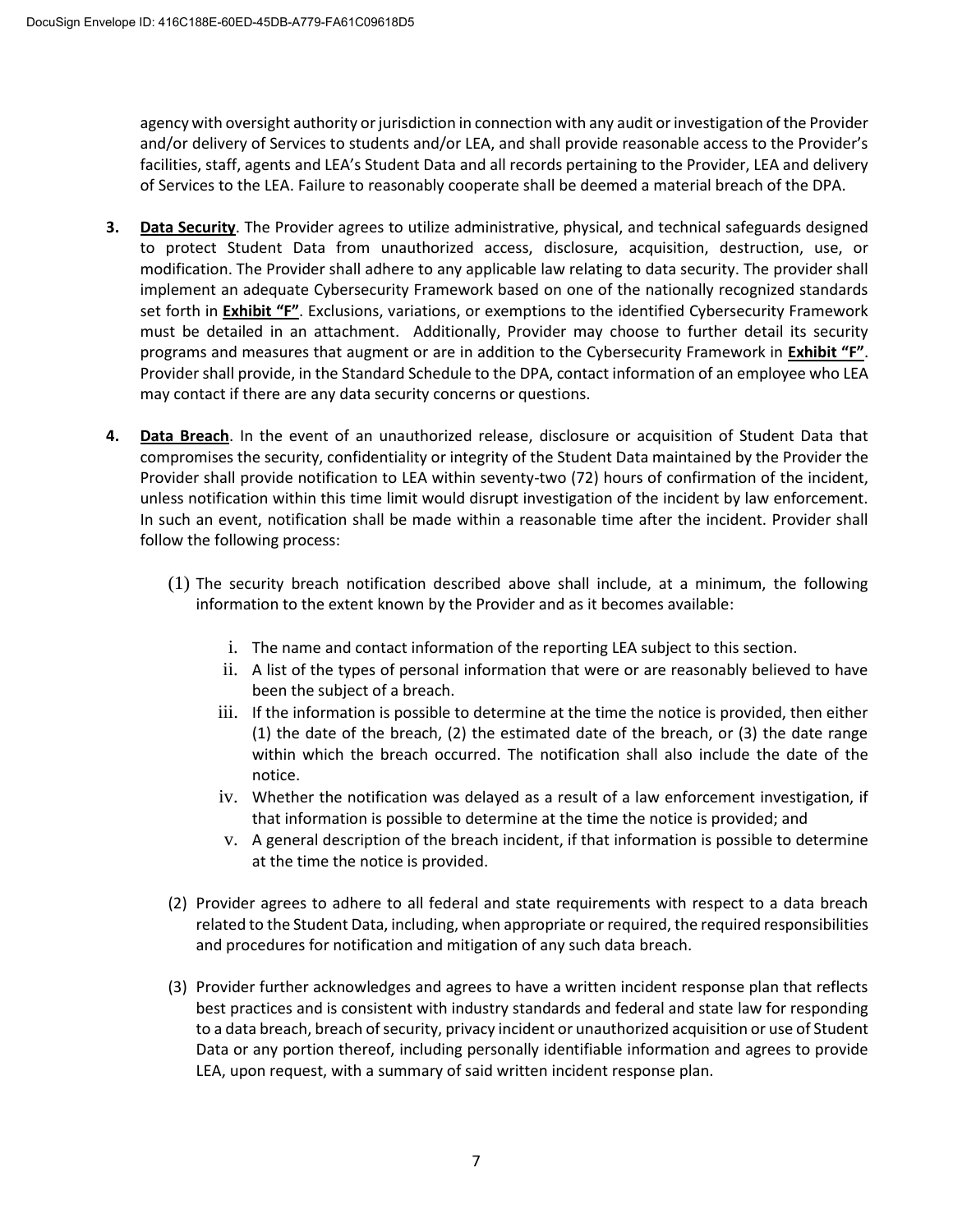agency with oversight authority or jurisdiction in connection with any audit or investigation of the Provider and/or delivery of Services to students and/or LEA, and shall provide reasonable access to the Provider's facilities, staff, agents and LEA's Student Data and all records pertaining to the Provider, LEA and delivery of Services to the LEA. Failure to reasonably cooperate shall be deemed a material breach of the DPA.

3. **Data Security**. The Provider agrees to utilize administrative, physical, and technical safeguards designed to protect Student Data from unauthorized access, disclosure, acquisition, destruction, use, or modification. The Provider shall adhere to any applicable law relating to data security. The provider shall implement an adequate Cybersecurity Framework based on one of the nationally recognized standards set forth in **Exhibit "F"**. Exclusions, variations, or exemptions to the identified Cybersecurity Framework must be detailed in an attachment. Additionally, Provider may choose to further detail its security programs and measures that augment or are in addition to the Cybersecurity Framework in **Exhibit "F"**. Provider shall provide, in the Standard Schedule to the DPA, contact information of an employee who LEA may contact if there are any data security concerns or questions.

4. **Data Breach**. In the event of an unauthorized release, disclosure or acquisition of Student Data that compromises the security, confidentiality or integrity of the Student Data maintained by the Provider the Provider shall provide notification to LEA within seventy-two (72) hours of confirmation of the incident, unless notification within this time limit would disrupt investigation of the incident by law enforcement. In such an event, notification shall be made within a reasonable time after the incident. Provider shall follow the following process:

   (1) The security breach notification described above shall include, at a minimum, the following information to the extent known by the Provider and as it becomes available:

      i. The name and contact information of the reporting LEA subject to this section.
      ii. A list of the types of personal information that were or are reasonably believed to have been the subject of a breach.
      iii. If the information is possible to determine at the time the notice is provided, then either (1) the date of the breach, (2) the estimated date of the breach, or (3) the date range within which the breach occurred. The notification shall also include the date of the notice.
      iv. Whether the notification was delayed as a result of a law enforcement investigation, if that information is possible to determine at the time the notice is provided; and
      v. A general description of the breach incident, if that information is possible to determine at the time the notice is provided.

   (2) Provider agrees to adhere to all federal and state requirements with respect to a data breach related to the Student Data, including, when appropriate or required, the required responsibilities and procedures for notification and mitigation of any such data breach.

   (3) Provider further acknowledges and agrees to have a written incident response plan that reflects best practices and is consistent with industry standards and federal and state law for responding to a data breach, breach of security, privacy incident or unauthorized acquisition or use of Student Data or any portion thereof, including personally identifiable information and agrees to provide LEA, upon request, with a summary of said written incident response plan.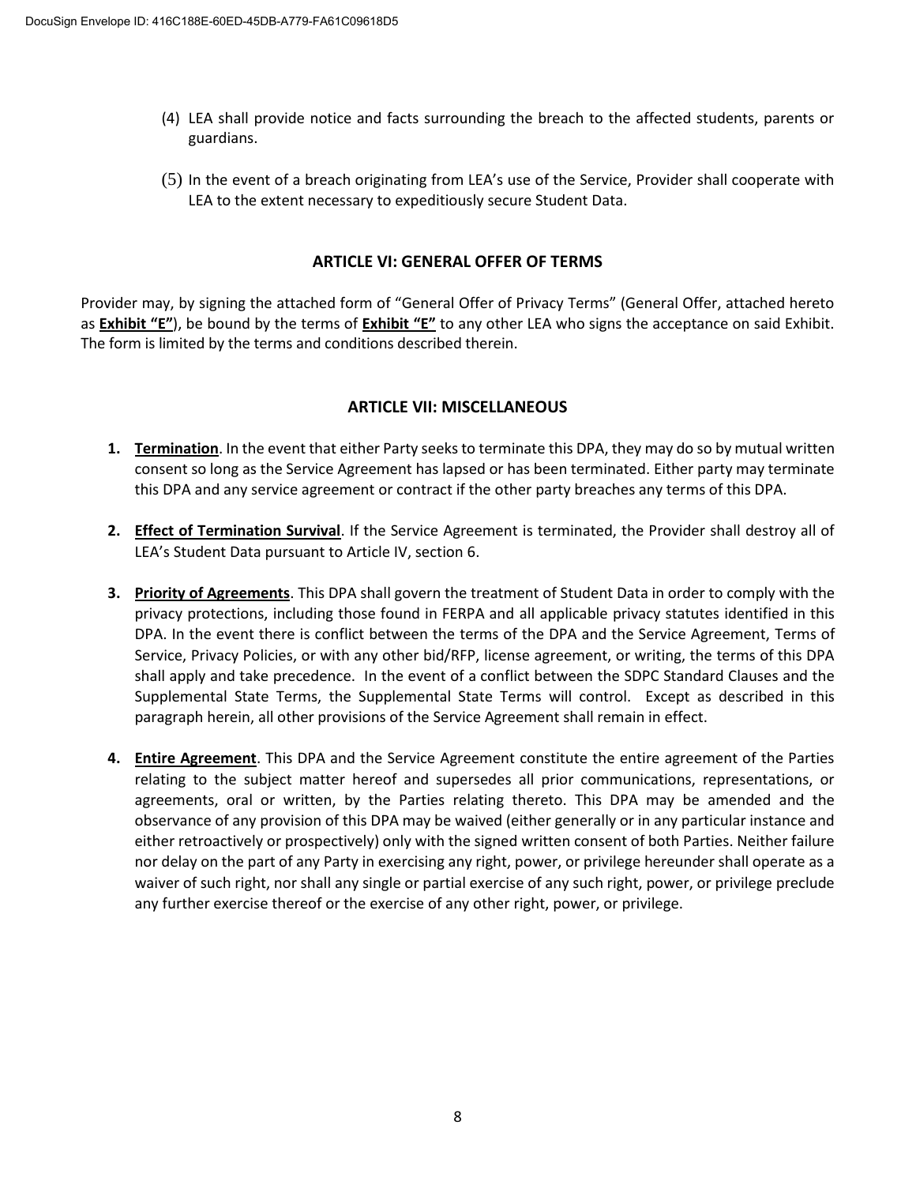(4) LEA shall provide notice and facts surrounding the breach to the affected students, parents or guardians.

(5) In the event of a breach originating from LEA's use of the Service, Provider shall cooperate with LEA to the extent necessary to expeditiously secure Student Data.

## ARTICLE VI: GENERAL OFFER OF TERMS

Provider may, by signing the attached form of "General Offer of Privacy Terms" (General Offer, attached hereto as **Exhibit "E"**), be bound by the terms of **Exhibit "E"** to any other LEA who signs the acceptance on said Exhibit. The form is limited by the terms and conditions described therein.

## ARTICLE VII: MISCELLANEOUS

1. **Termination**. In the event that either Party seeks to terminate this DPA, they may do so by mutual written consent so long as the Service Agreement has lapsed or has been terminated. Either party may terminate this DPA and any service agreement or contract if the other party breaches any terms of this DPA.

2. **Effect of Termination Survival**. If the Service Agreement is terminated, the Provider shall destroy all of LEA's Student Data pursuant to Article IV, section 6.

3. **Priority of Agreements**. This DPA shall govern the treatment of Student Data in order to comply with the privacy protections, including those found in FERPA and all applicable privacy statutes identified in this DPA. In the event there is conflict between the terms of the DPA and the Service Agreement, Terms of Service, Privacy Policies, or with any other bid/RFP, license agreement, or writing, the terms of this DPA shall apply and take precedence. In the event of a conflict between the SDPC Standard Clauses and the Supplemental State Terms, the Supplemental State Terms will control. Except as described in this paragraph herein, all other provisions of the Service Agreement shall remain in effect.

4. **Entire Agreement**. This DPA and the Service Agreement constitute the entire agreement of the Parties relating to the subject matter hereof and supersedes all prior communications, representations, or agreements, oral or written, by the Parties relating thereto. This DPA may be amended and the observance of any provision of this DPA may be waived (either generally or in any particular instance and either retroactively or prospectively) only with the signed written consent of both Parties. Neither failure nor delay on the part of any Party in exercising any right, power, or privilege hereunder shall operate as a waiver of such right, nor shall any single or partial exercise of any such right, power, or privilege preclude any further exercise thereof or the exercise of any other right, power, or privilege.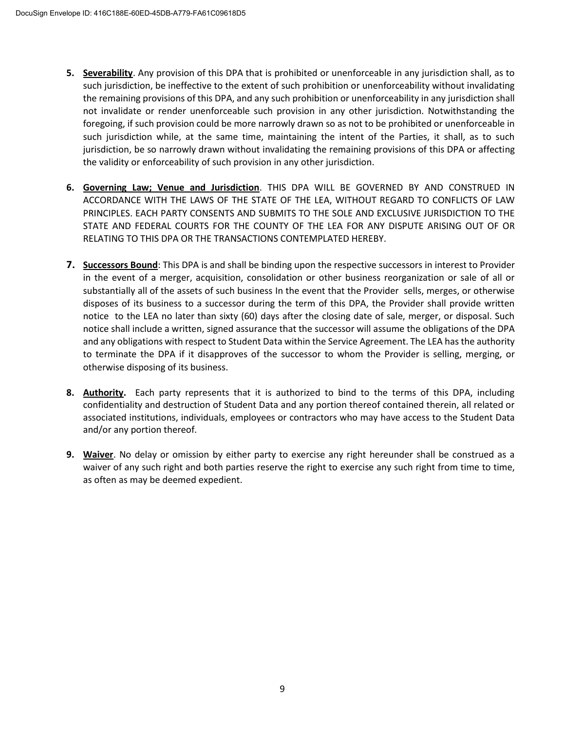5. **Severability**. Any provision of this DPA that is prohibited or unenforceable in any jurisdiction shall, as to such jurisdiction, be ineffective to the extent of such prohibition or unenforceability without invalidating the remaining provisions of this DPA, and any such prohibition or unenforceability in any jurisdiction shall not invalidate or render unenforceable such provision in any other jurisdiction. Notwithstanding the foregoing, if such provision could be more narrowly drawn so as not to be prohibited or unenforceable in such jurisdiction while, at the same time, maintaining the intent of the Parties, it shall, as to such jurisdiction, be so narrowly drawn without invalidating the remaining provisions of this DPA or affecting the validity or enforceability of such provision in any other jurisdiction.

6. **Governing Law; Venue and Jurisdiction**. THIS DPA WILL BE GOVERNED BY AND CONSTRUED IN ACCORDANCE WITH THE LAWS OF THE STATE OF THE LEA, WITHOUT REGARD TO CONFLICTS OF LAW PRINCIPLES. EACH PARTY CONSENTS AND SUBMITS TO THE SOLE AND EXCLUSIVE JURISDICTION TO THE STATE AND FEDERAL COURTS FOR THE COUNTY OF THE LEA FOR ANY DISPUTE ARISING OUT OF OR RELATING TO THIS DPA OR THE TRANSACTIONS CONTEMPLATED HEREBY.

7. **Successors Bound**: This DPA is and shall be binding upon the respective successors in interest to Provider in the event of a merger, acquisition, consolidation or other business reorganization or sale of all or substantially all of the assets of such business In the event that the Provider sells, merges, or otherwise disposes of its business to a successor during the term of this DPA, the Provider shall provide written notice to the LEA no later than sixty (60) days after the closing date of sale, merger, or disposal. Such notice shall include a written, signed assurance that the successor will assume the obligations of the DPA and any obligations with respect to Student Data within the Service Agreement. The LEA has the authority to terminate the DPA if it disapproves of the successor to whom the Provider is selling, merging, or otherwise disposing of its business.

8. **Authority.** Each party represents that it is authorized to bind to the terms of this DPA, including confidentiality and destruction of Student Data and any portion thereof contained therein, all related or associated institutions, individuals, employees or contractors who may have access to the Student Data and/or any portion thereof.

9. **Waiver**. No delay or omission by either party to exercise any right hereunder shall be construed as a waiver of any such right and both parties reserve the right to exercise any such right from time to time, as often as may be deemed expedient.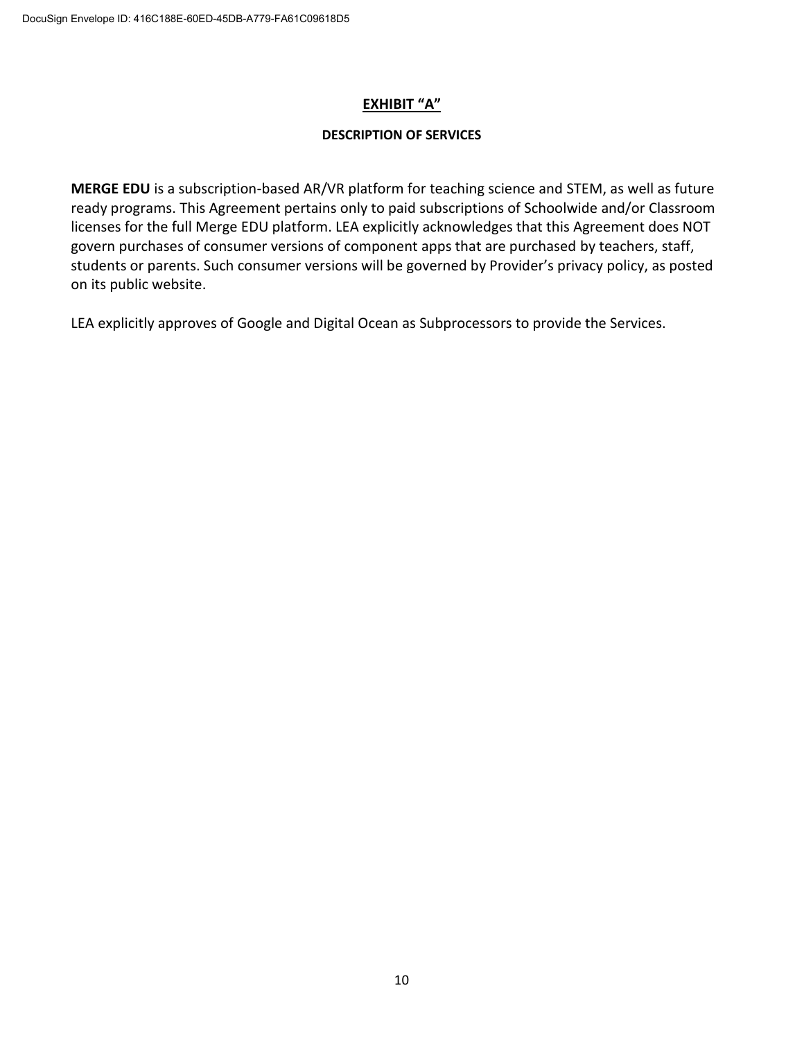## EXHIBIT "A"

### DESCRIPTION OF SERVICES

**MERGE EDU** is a subscription-based AR/VR platform for teaching science and STEM, as well as future ready programs. This Agreement pertains only to paid subscriptions of Schoolwide and/or Classroom licenses for the full Merge EDU platform. LEA explicitly acknowledges that this Agreement does NOT govern purchases of consumer versions of component apps that are purchased by teachers, staff, students or parents. Such consumer versions will be governed by Provider's privacy policy, as posted on its public website.

LEA explicitly approves of Google and Digital Ocean as Subprocessors to provide the Services.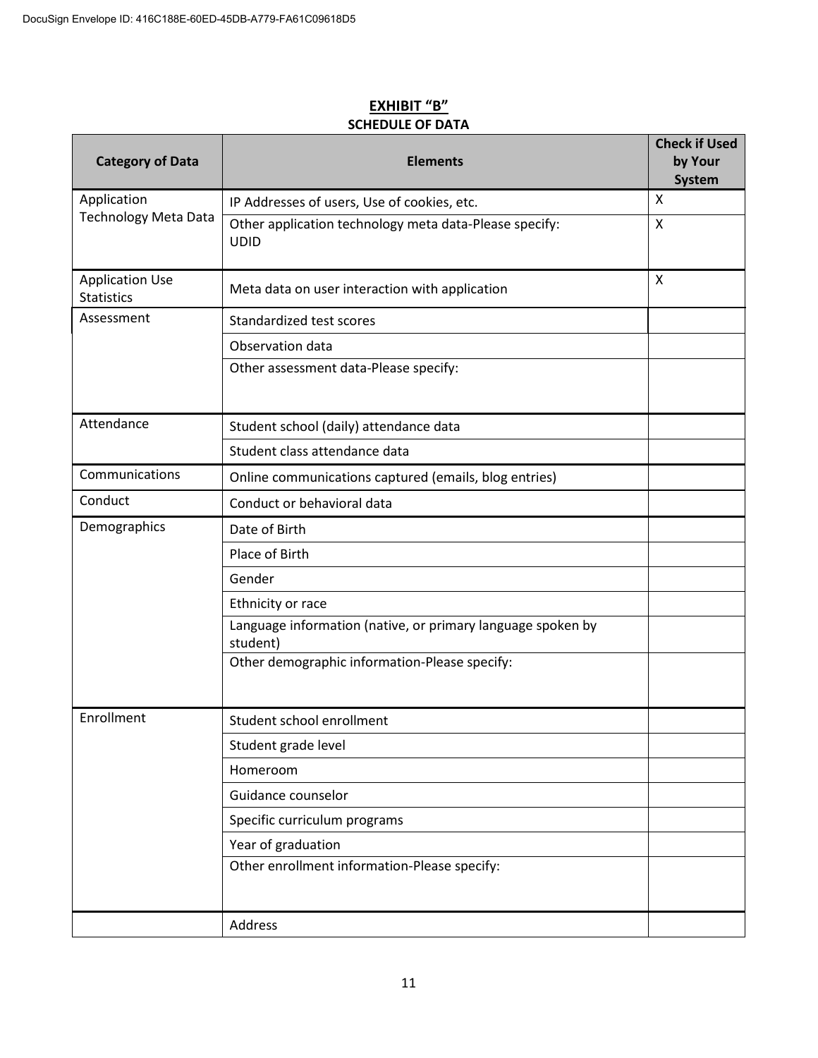**EXHIBIT "B"**

**SCHEDULE OF DATA**

| Category of Data | Elements | Check if Used by Your System |
|---|---|---|
| Application Technology Meta Data | IP Addresses of users, Use of cookies, etc. | X |
| | Other application technology meta data-Please specify: UDID | X |
| Application Use Statistics | Meta data on user interaction with application | X |
| Assessment | Standardized test scores | |
| | Observation data | |
| | Other assessment data-Please specify: | |
| Attendance | Student school (daily) attendance data | |
| | Student class attendance data | |
| Communications | Online communications captured (emails, blog entries) | |
| Conduct | Conduct or behavioral data | |
| Demographics | Date of Birth | |
| | Place of Birth | |
| | Gender | |
| | Ethnicity or race | |
| | Language information (native, or primary language spoken by student) | |
| | Other demographic information-Please specify: | |
| Enrollment | Student school enrollment | |
| | Student grade level | |
| | Homeroom | |
| | Guidance counselor | |
| | Specific curriculum programs | |
| | Year of graduation | |
| | Other enrollment information-Please specify: | |
| | Address | |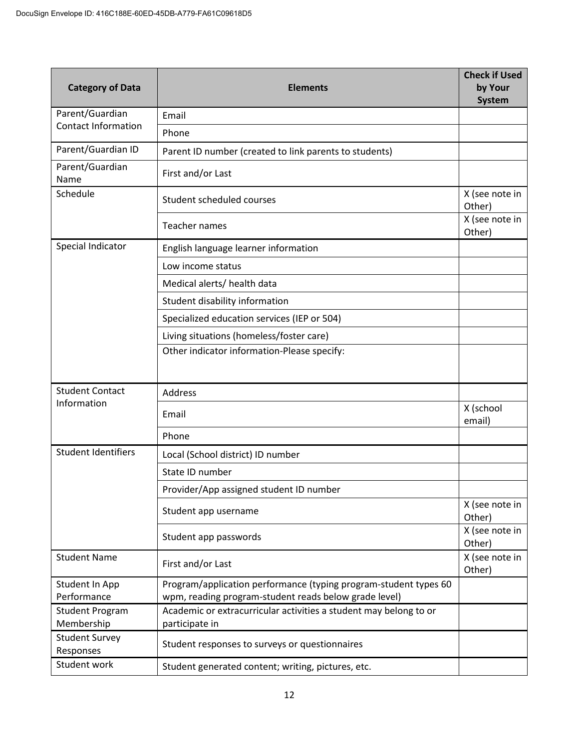| Category of Data | Elements | Check if Used by Your System |
|---|---|---|
| Parent/Guardian Contact Information | Email | |
| | Phone | |
| Parent/Guardian ID | Parent ID number (created to link parents to students) | |
| Parent/Guardian Name | First and/or Last | |
| Schedule | Student scheduled courses | X (see note in Other) |
| | Teacher names | X (see note in Other) |
| Special Indicator | English language learner information | |
| | Low income status | |
| | Medical alerts/ health data | |
| | Student disability information | |
| | Specialized education services (IEP or 504) | |
| | Living situations (homeless/foster care) | |
| | Other indicator information-Please specify: | |
| Student Contact Information | Address | |
| | Email | X (school email) |
| | Phone | |
| Student Identifiers | Local (School district) ID number | |
| | State ID number | |
| | Provider/App assigned student ID number | |
| | Student app username | X (see note in Other) |
| | Student app passwords | X (see note in Other) |
| Student Name | First and/or Last | X (see note in Other) |
| Student In App Performance | Program/application performance (typing program-student types 60 wpm, reading program-student reads below grade level) | |
| Student Program Membership | Academic or extracurricular activities a student may belong to or participate in | |
| Student Survey Responses | Student responses to surveys or questionnaires | |
| Student work | Student generated content; writing, pictures, etc. | |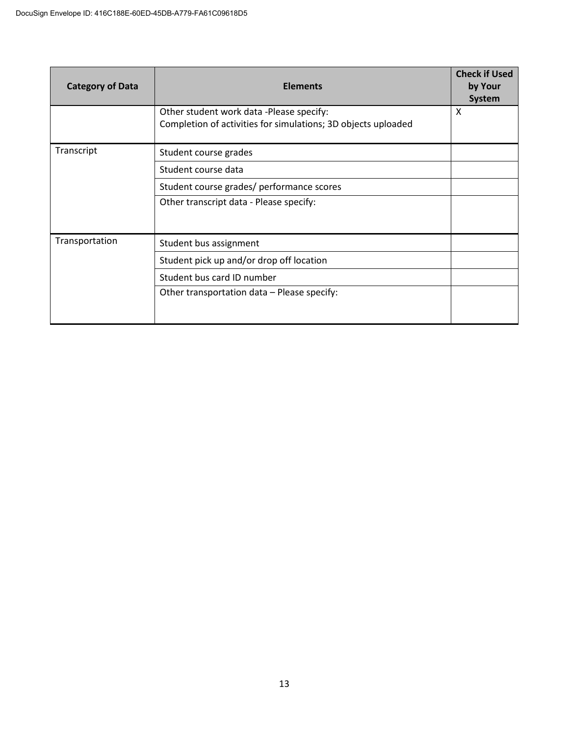| Category of Data | Elements | Check if Used by Your System |
|---|---|---|
| | Other student work data -Please specify:<br>Completion of activities for simulations; 3D objects uploaded | X |
| Transcript | Student course grades | |
| | Student course data | |
| | Student course grades/ performance scores | |
| | Other transcript data - Please specify: | |
| Transportation | Student bus assignment | |
| | Student pick up and/or drop off location | |
| | Student bus card ID number | |
| | Other transportation data – Please specify: | |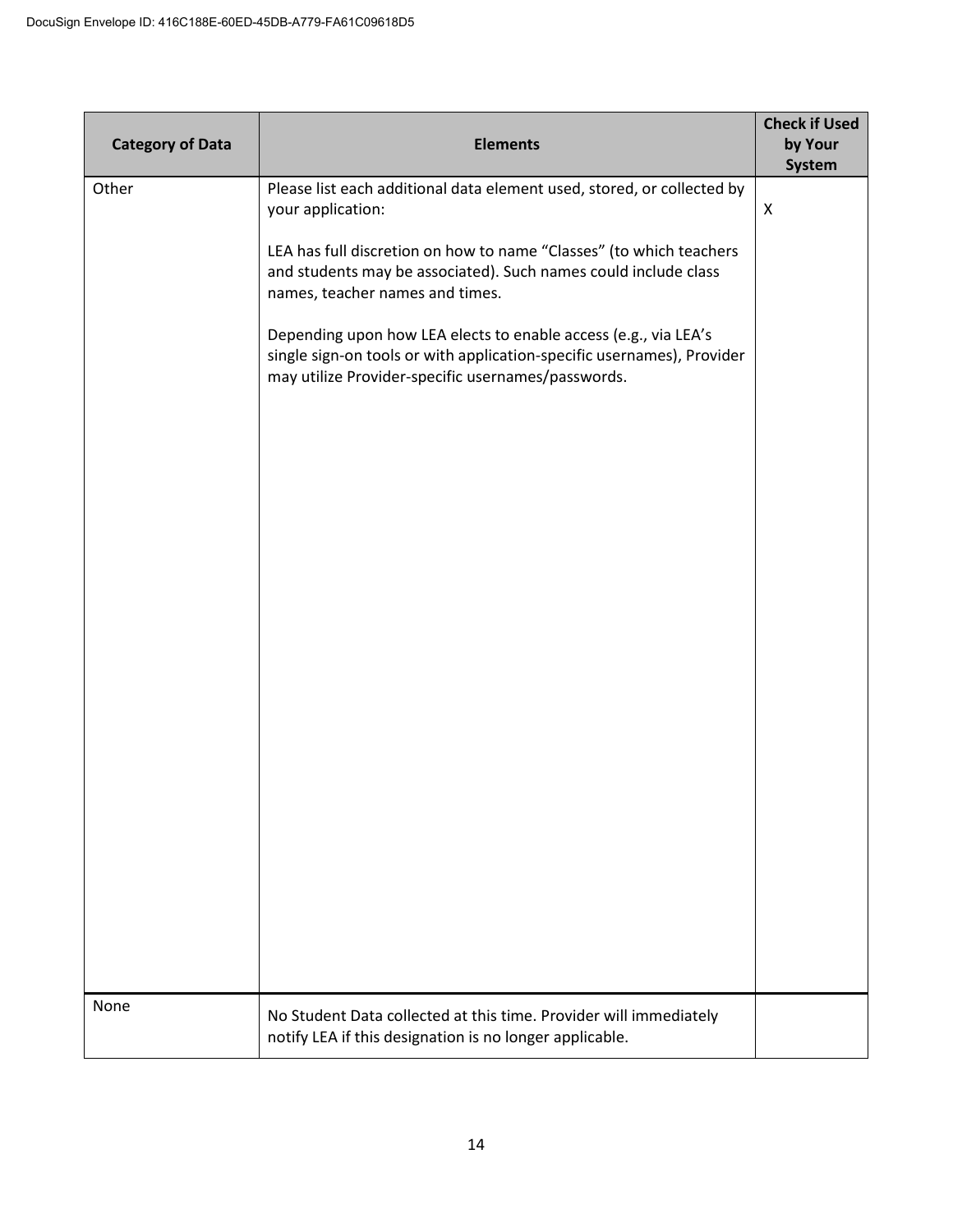| Category of Data | Elements | Check if Used by Your System |
|---|---|---|
| Other | Please list each additional data element used, stored, or collected by your application:<br><br>LEA has full discretion on how to name "Classes" (to which teachers and students may be associated). Such names could include class names, teacher names and times.<br><br>Depending upon how LEA elects to enable access (e.g., via LEA's single sign-on tools or with application-specific usernames), Provider may utilize Provider-specific usernames/passwords. | X |
| None | No Student Data collected at this time. Provider will immediately notify LEA if this designation is no longer applicable. | |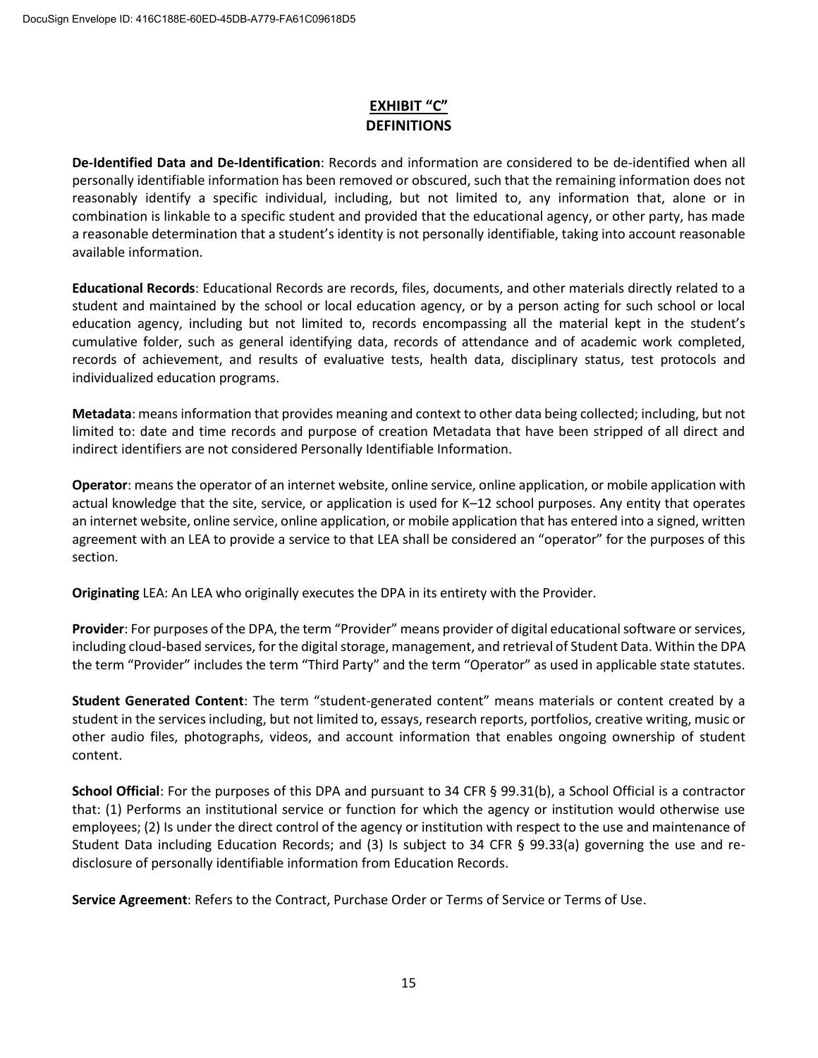## EXHIBIT "C"
## DEFINITIONS

**De-Identified Data and De-Identification**: Records and information are considered to be de-identified when all personally identifiable information has been removed or obscured, such that the remaining information does not reasonably identify a specific individual, including, but not limited to, any information that, alone or in combination is linkable to a specific student and provided that the educational agency, or other party, has made a reasonable determination that a student's identity is not personally identifiable, taking into account reasonable available information.

**Educational Records**: Educational Records are records, files, documents, and other materials directly related to a student and maintained by the school or local education agency, or by a person acting for such school or local education agency, including but not limited to, records encompassing all the material kept in the student's cumulative folder, such as general identifying data, records of attendance and of academic work completed, records of achievement, and results of evaluative tests, health data, disciplinary status, test protocols and individualized education programs.

**Metadata**: means information that provides meaning and context to other data being collected; including, but not limited to: date and time records and purpose of creation Metadata that have been stripped of all direct and indirect identifiers are not considered Personally Identifiable Information.

**Operator**: means the operator of an internet website, online service, online application, or mobile application with actual knowledge that the site, service, or application is used for K–12 school purposes. Any entity that operates an internet website, online service, online application, or mobile application that has entered into a signed, written agreement with an LEA to provide a service to that LEA shall be considered an "operator" for the purposes of this section.

**Originating** LEA: An LEA who originally executes the DPA in its entirety with the Provider.

**Provider**: For purposes of the DPA, the term "Provider" means provider of digital educational software or services, including cloud-based services, for the digital storage, management, and retrieval of Student Data. Within the DPA the term "Provider" includes the term "Third Party" and the term "Operator" as used in applicable state statutes.

**Student Generated Content**: The term "student-generated content" means materials or content created by a student in the services including, but not limited to, essays, research reports, portfolios, creative writing, music or other audio files, photographs, videos, and account information that enables ongoing ownership of student content.

**School Official**: For the purposes of this DPA and pursuant to 34 CFR § 99.31(b), a School Official is a contractor that: (1) Performs an institutional service or function for which the agency or institution would otherwise use employees; (2) Is under the direct control of the agency or institution with respect to the use and maintenance of Student Data including Education Records; and (3) Is subject to 34 CFR § 99.33(a) governing the use and re-disclosure of personally identifiable information from Education Records.

**Service Agreement**: Refers to the Contract, Purchase Order or Terms of Service or Terms of Use.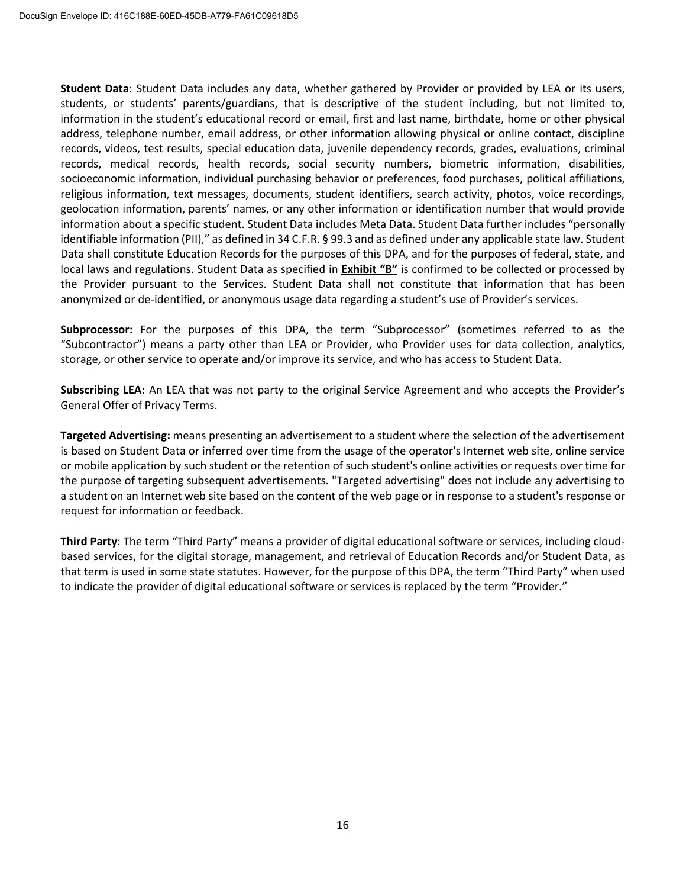**Student Data**: Student Data includes any data, whether gathered by Provider or provided by LEA or its users, students, or students' parents/guardians, that is descriptive of the student including, but not limited to, information in the student's educational record or email, first and last name, birthdate, home or other physical address, telephone number, email address, or other information allowing physical or online contact, discipline records, videos, test results, special education data, juvenile dependency records, grades, evaluations, criminal records, medical records, health records, social security numbers, biometric information, disabilities, socioeconomic information, individual purchasing behavior or preferences, food purchases, political affiliations, religious information, text messages, documents, student identifiers, search activity, photos, voice recordings, geolocation information, parents' names, or any other information or identification number that would provide information about a specific student. Student Data includes Meta Data. Student Data further includes "personally identifiable information (PII)," as defined in 34 C.F.R. § 99.3 and as defined under any applicable state law. Student Data shall constitute Education Records for the purposes of this DPA, and for the purposes of federal, state, and local laws and regulations. Student Data as specified in **Exhibit "B"** is confirmed to be collected or processed by the Provider pursuant to the Services. Student Data shall not constitute that information that has been anonymized or de-identified, or anonymous usage data regarding a student's use of Provider's services.

**Subprocessor:** For the purposes of this DPA, the term "Subprocessor" (sometimes referred to as the "Subcontractor") means a party other than LEA or Provider, who Provider uses for data collection, analytics, storage, or other service to operate and/or improve its service, and who has access to Student Data.

**Subscribing LEA**: An LEA that was not party to the original Service Agreement and who accepts the Provider's General Offer of Privacy Terms.

**Targeted Advertising:** means presenting an advertisement to a student where the selection of the advertisement is based on Student Data or inferred over time from the usage of the operator's Internet web site, online service or mobile application by such student or the retention of such student's online activities or requests over time for the purpose of targeting subsequent advertisements. "Targeted advertising" does not include any advertising to a student on an Internet web site based on the content of the web page or in response to a student's response or request for information or feedback.

**Third Party**: The term "Third Party" means a provider of digital educational software or services, including cloud-based services, for the digital storage, management, and retrieval of Education Records and/or Student Data, as that term is used in some state statutes. However, for the purpose of this DPA, the term "Third Party" when used to indicate the provider of digital educational software or services is replaced by the term "Provider."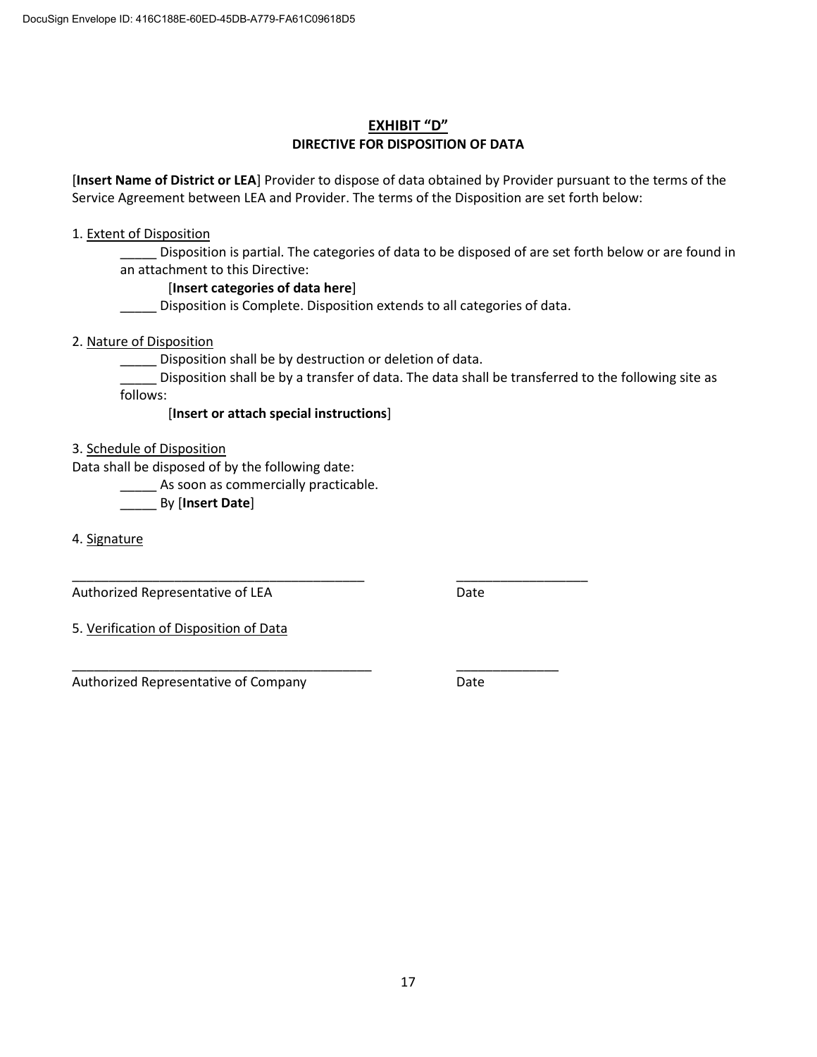## EXHIBIT "D"

### DIRECTIVE FOR DISPOSITION OF DATA

[**Insert Name of District or LEA**] Provider to dispose of data obtained by Provider pursuant to the terms of the Service Agreement between LEA and Provider. The terms of the Disposition are set forth below:

1. Extent of Disposition

_____ Disposition is partial. The categories of data to be disposed of are set forth below or are found in an attachment to this Directive:

[**Insert categories of data here**]

_____ Disposition is Complete. Disposition extends to all categories of data.

2. Nature of Disposition

_____ Disposition shall be by destruction or deletion of data.

_____ Disposition shall be by a transfer of data. The data shall be transferred to the following site as follows:

[**Insert or attach special instructions**]

3. Schedule of Disposition

Data shall be disposed of by the following date:

_____ As soon as commercially practicable.

_____ By [**Insert Date**]

4. Signature

_________________________________________ __________________

Authorized Representative of LEA Date

5. Verification of Disposition of Data

__________________________________________ ______________

Authorized Representative of Company Date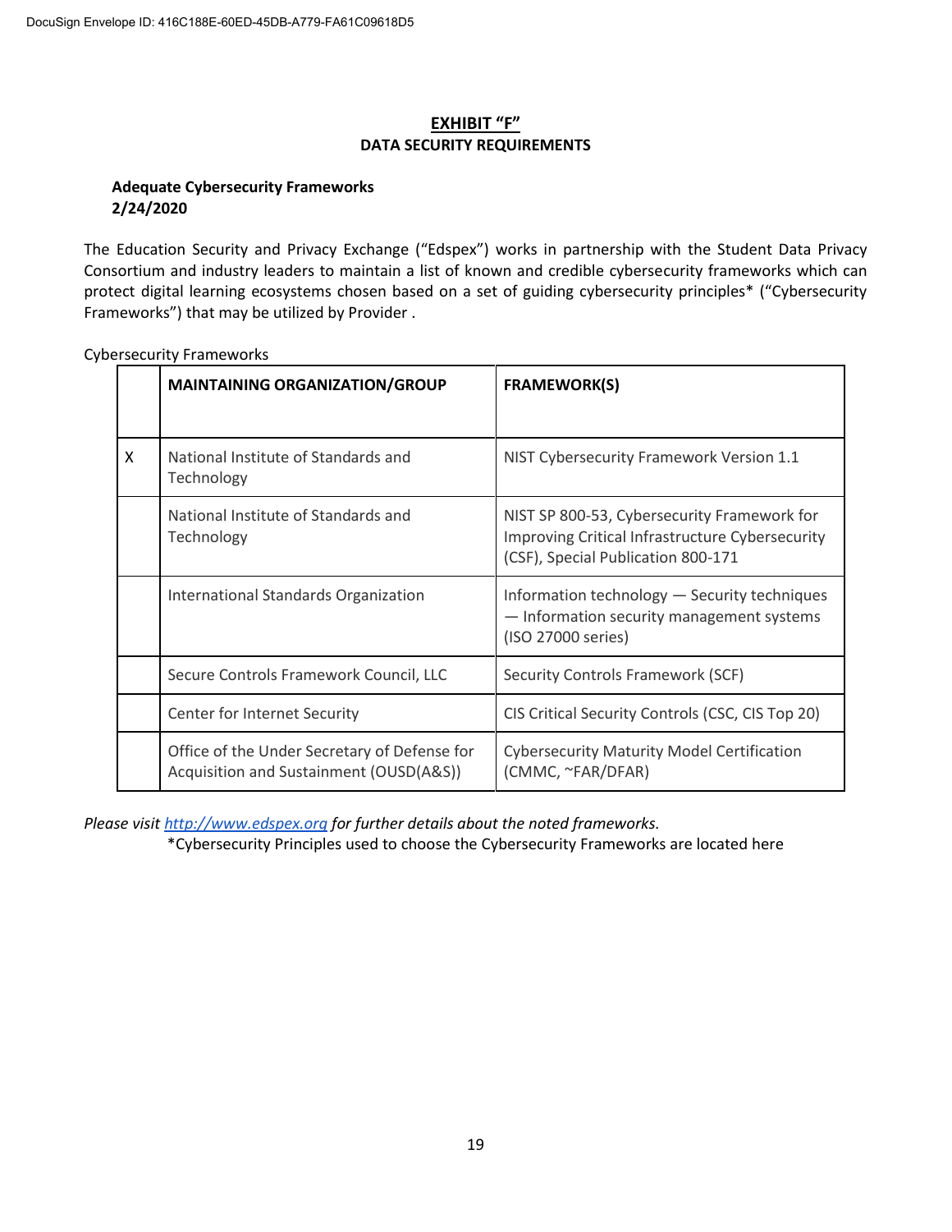## EXHIBIT "F"
### DATA SECURITY REQUIREMENTS

**Adequate Cybersecurity Frameworks**
**2/24/2020**

The Education Security and Privacy Exchange ("Edspex") works in partnership with the Student Data Privacy Consortium and industry leaders to maintain a list of known and credible cybersecurity frameworks which can protect digital learning ecosystems chosen based on a set of guiding cybersecurity principles* ("Cybersecurity Frameworks") that may be utilized by Provider .

Cybersecurity Frameworks

| | MAINTAINING ORGANIZATION/GROUP | FRAMEWORK(S) |
|---|---|---|
| X | National Institute of Standards and Technology | NIST Cybersecurity Framework Version 1.1 |
| | National Institute of Standards and Technology | NIST SP 800-53, Cybersecurity Framework for Improving Critical Infrastructure Cybersecurity (CSF), Special Publication 800-171 |
| | International Standards Organization | Information technology — Security techniques — Information security management systems (ISO 27000 series) |
| | Secure Controls Framework Council, LLC | Security Controls Framework (SCF) |
| | Center for Internet Security | CIS Critical Security Controls (CSC, CIS Top 20) |
| | Office of the Under Secretary of Defense for Acquisition and Sustainment (OUSD(A&S)) | Cybersecurity Maturity Model Certification (CMMC, ~FAR/DFAR) |

*Please visit [http://www.edspex.org](http://www.edspex.org) for further details about the noted frameworks.*

*Cybersecurity Principles used to choose the Cybersecurity Frameworks are located here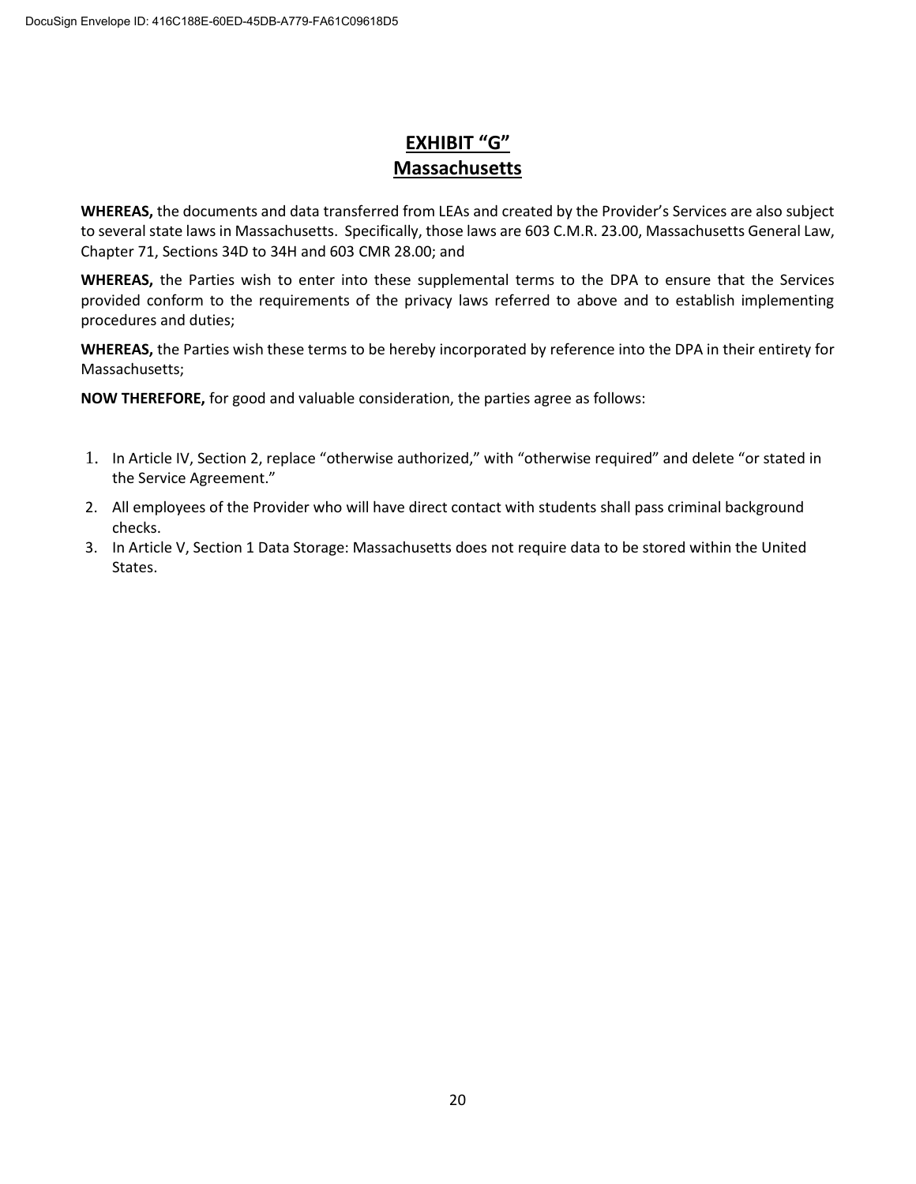# EXHIBIT "G"
## Massachusetts

**WHEREAS,** the documents and data transferred from LEAs and created by the Provider's Services are also subject to several state laws in Massachusetts. Specifically, those laws are 603 C.M.R. 23.00, Massachusetts General Law, Chapter 71, Sections 34D to 34H and 603 CMR 28.00; and

**WHEREAS,** the Parties wish to enter into these supplemental terms to the DPA to ensure that the Services provided conform to the requirements of the privacy laws referred to above and to establish implementing procedures and duties;

**WHEREAS,** the Parties wish these terms to be hereby incorporated by reference into the DPA in their entirety for Massachusetts;

**NOW THEREFORE,** for good and valuable consideration, the parties agree as follows:

1. In Article IV, Section 2, replace "otherwise authorized," with "otherwise required" and delete "or stated in the Service Agreement."
2. All employees of the Provider who will have direct contact with students shall pass criminal background checks.
3. In Article V, Section 1 Data Storage: Massachusetts does not require data to be stored within the United States.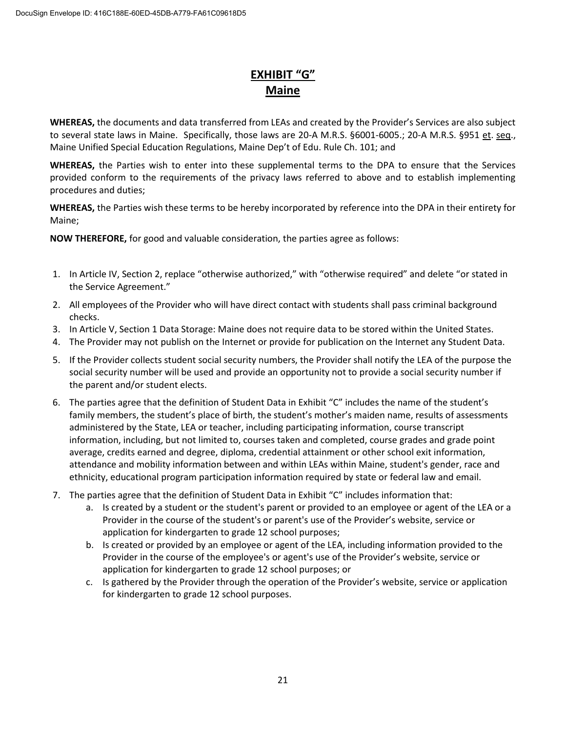# EXHIBIT "G"
## Maine

**WHEREAS,** the documents and data transferred from LEAs and created by the Provider's Services are also subject to several state laws in Maine. Specifically, those laws are 20-A M.R.S. §6001-6005.; 20-A M.R.S. §951 et. seq., Maine Unified Special Education Regulations, Maine Dep't of Edu. Rule Ch. 101; and

**WHEREAS,** the Parties wish to enter into these supplemental terms to the DPA to ensure that the Services provided conform to the requirements of the privacy laws referred to above and to establish implementing procedures and duties;

**WHEREAS,** the Parties wish these terms to be hereby incorporated by reference into the DPA in their entirety for Maine;

**NOW THEREFORE,** for good and valuable consideration, the parties agree as follows:

1. In Article IV, Section 2, replace "otherwise authorized," with "otherwise required" and delete "or stated in the Service Agreement."
2. All employees of the Provider who will have direct contact with students shall pass criminal background checks.
3. In Article V, Section 1 Data Storage: Maine does not require data to be stored within the United States.
4. The Provider may not publish on the Internet or provide for publication on the Internet any Student Data.
5. If the Provider collects student social security numbers, the Provider shall notify the LEA of the purpose the social security number will be used and provide an opportunity not to provide a social security number if the parent and/or student elects.
6. The parties agree that the definition of Student Data in Exhibit "C" includes the name of the student's family members, the student's place of birth, the student's mother's maiden name, results of assessments administered by the State, LEA or teacher, including participating information, course transcript information, including, but not limited to, courses taken and completed, course grades and grade point average, credits earned and degree, diploma, credential attainment or other school exit information, attendance and mobility information between and within LEAs within Maine, student's gender, race and ethnicity, educational program participation information required by state or federal law and email.
7. The parties agree that the definition of Student Data in Exhibit "C" includes information that:
   a. Is created by a student or the student's parent or provided to an employee or agent of the LEA or a Provider in the course of the student's or parent's use of the Provider's website, service or application for kindergarten to grade 12 school purposes;
   b. Is created or provided by an employee or agent of the LEA, including information provided to the Provider in the course of the employee's or agent's use of the Provider's website, service or application for kindergarten to grade 12 school purposes; or
   c. Is gathered by the Provider through the operation of the Provider's website, service or application for kindergarten to grade 12 school purposes.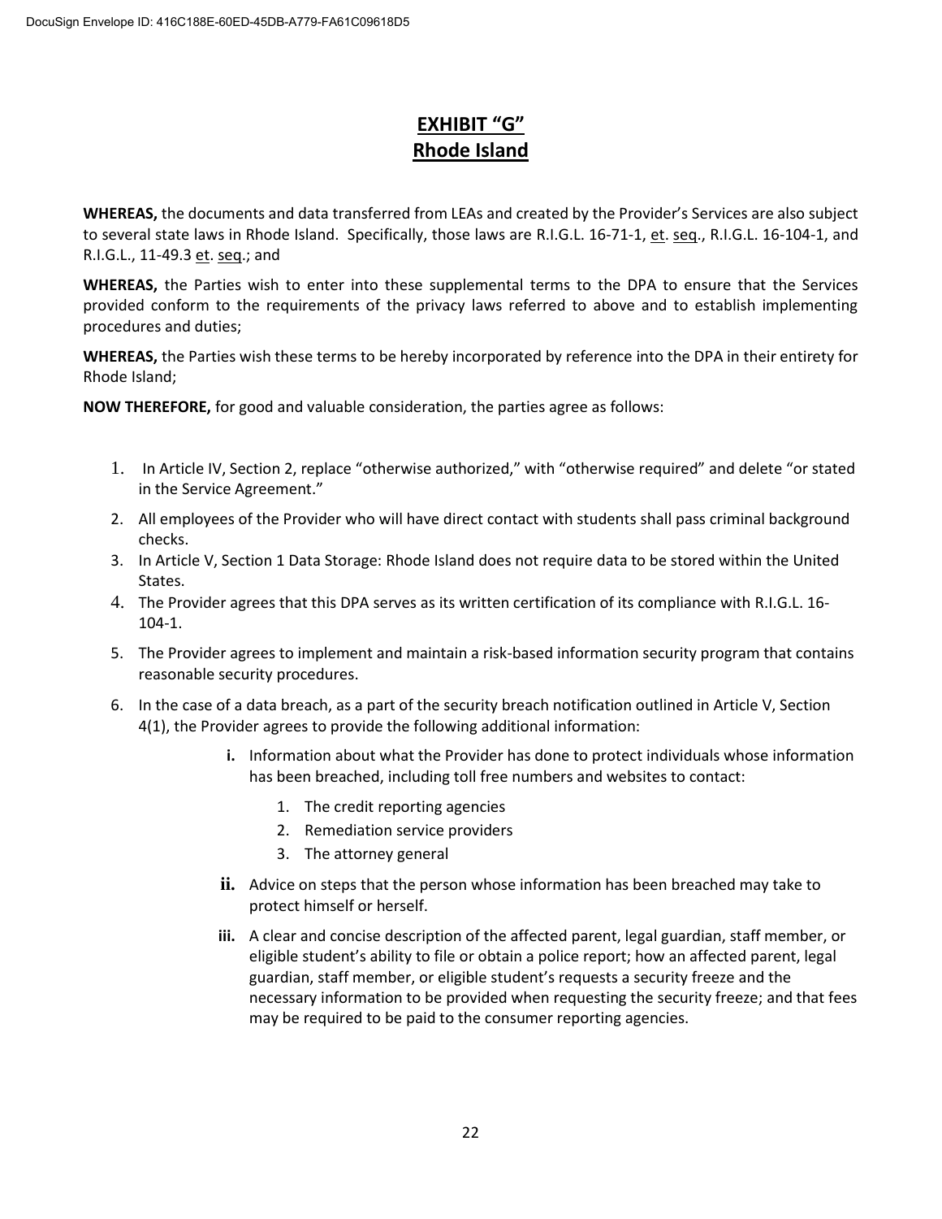# EXHIBIT "G"
## Rhode Island

**WHEREAS,** the documents and data transferred from LEAs and created by the Provider's Services are also subject to several state laws in Rhode Island. Specifically, those laws are R.I.G.L. 16-71-1, et. seq., R.I.G.L. 16-104-1, and R.I.G.L., 11-49.3 et. seq.; and

**WHEREAS,** the Parties wish to enter into these supplemental terms to the DPA to ensure that the Services provided conform to the requirements of the privacy laws referred to above and to establish implementing procedures and duties;

**WHEREAS,** the Parties wish these terms to be hereby incorporated by reference into the DPA in their entirety for Rhode Island;

**NOW THEREFORE,** for good and valuable consideration, the parties agree as follows:

1. In Article IV, Section 2, replace "otherwise authorized," with "otherwise required" and delete "or stated in the Service Agreement."
2. All employees of the Provider who will have direct contact with students shall pass criminal background checks.
3. In Article V, Section 1 Data Storage: Rhode Island does not require data to be stored within the United States.
4. The Provider agrees that this DPA serves as its written certification of its compliance with R.I.G.L. 16-104-1.
5. The Provider agrees to implement and maintain a risk-based information security program that contains reasonable security procedures.
6. In the case of a data breach, as a part of the security breach notification outlined in Article V, Section 4(1), the Provider agrees to provide the following additional information:
   - **i.** Information about what the Provider has done to protect individuals whose information has been breached, including toll free numbers and websites to contact:
     1. The credit reporting agencies
     2. Remediation service providers
     3. The attorney general
   - **ii.** Advice on steps that the person whose information has been breached may take to protect himself or herself.
   - **iii.** A clear and concise description of the affected parent, legal guardian, staff member, or eligible student's ability to file or obtain a police report; how an affected parent, legal guardian, staff member, or eligible student's requests a security freeze and the necessary information to be provided when requesting the security freeze; and that fees may be required to be paid to the consumer reporting agencies.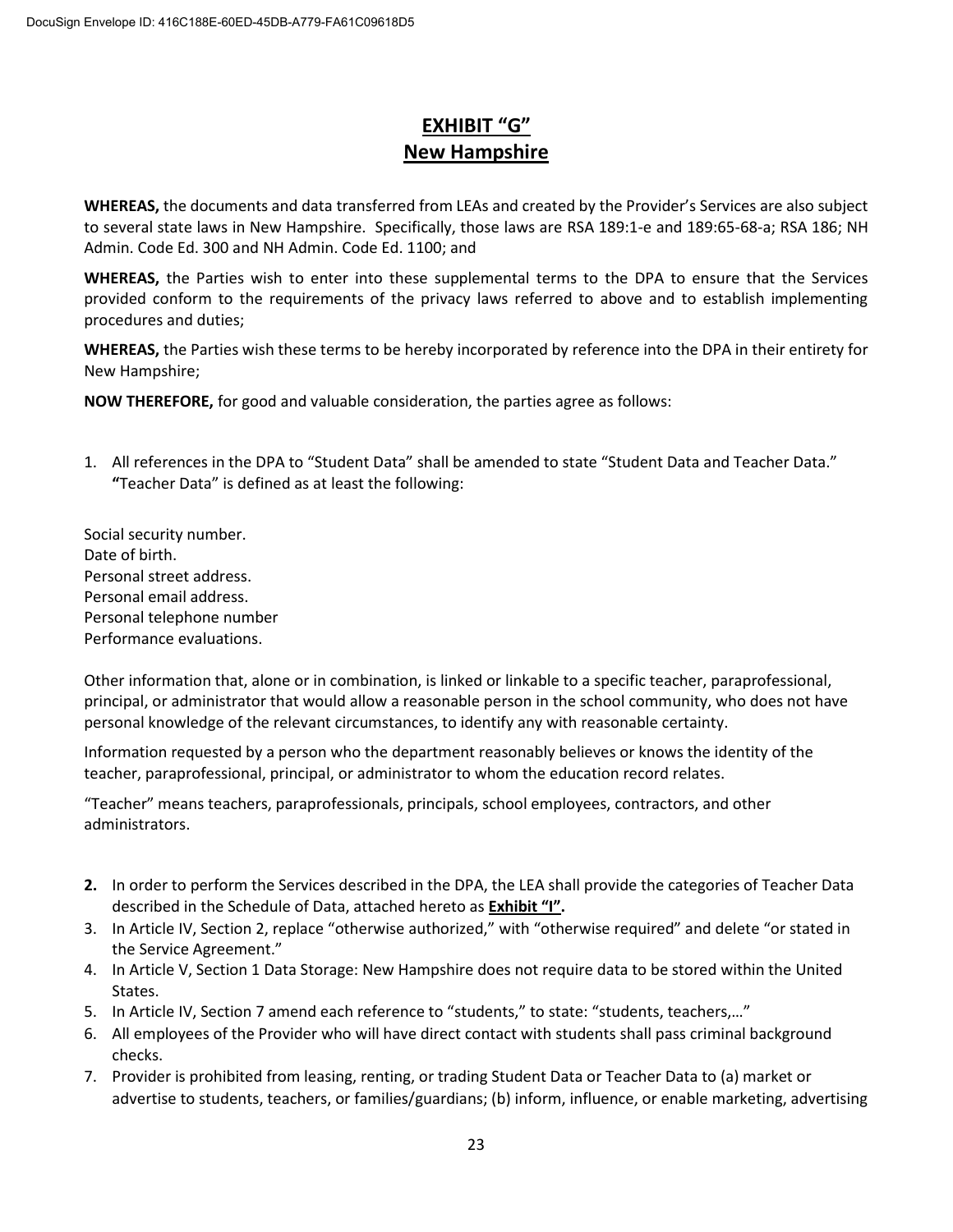# EXHIBIT "G"
# New Hampshire

**WHEREAS,** the documents and data transferred from LEAs and created by the Provider's Services are also subject to several state laws in New Hampshire. Specifically, those laws are RSA 189:1-e and 189:65-68-a; RSA 186; NH Admin. Code Ed. 300 and NH Admin. Code Ed. 1100; and

**WHEREAS,** the Parties wish to enter into these supplemental terms to the DPA to ensure that the Services provided conform to the requirements of the privacy laws referred to above and to establish implementing procedures and duties;

**WHEREAS,** the Parties wish these terms to be hereby incorporated by reference into the DPA in their entirety for New Hampshire;

**NOW THEREFORE,** for good and valuable consideration, the parties agree as follows:

1. All references in the DPA to "Student Data" shall be amended to state "Student Data and Teacher Data." **"**Teacher Data" is defined as at least the following:

Social security number.
Date of birth.
Personal street address.
Personal email address.
Personal telephone number
Performance evaluations.

Other information that, alone or in combination, is linked or linkable to a specific teacher, paraprofessional, principal, or administrator that would allow a reasonable person in the school community, who does not have personal knowledge of the relevant circumstances, to identify any with reasonable certainty.

Information requested by a person who the department reasonably believes or knows the identity of the teacher, paraprofessional, principal, or administrator to whom the education record relates.

"Teacher" means teachers, paraprofessionals, principals, school employees, contractors, and other administrators.

2. In order to perform the Services described in the DPA, the LEA shall provide the categories of Teacher Data described in the Schedule of Data, attached hereto as **Exhibit "I".**
3. In Article IV, Section 2, replace "otherwise authorized," with "otherwise required" and delete "or stated in the Service Agreement."
4. In Article V, Section 1 Data Storage: New Hampshire does not require data to be stored within the United States.
5. In Article IV, Section 7 amend each reference to "students," to state: "students, teachers,…"
6. All employees of the Provider who will have direct contact with students shall pass criminal background checks.
7. Provider is prohibited from leasing, renting, or trading Student Data or Teacher Data to (a) market or advertise to students, teachers, or families/guardians; (b) inform, influence, or enable marketing, advertising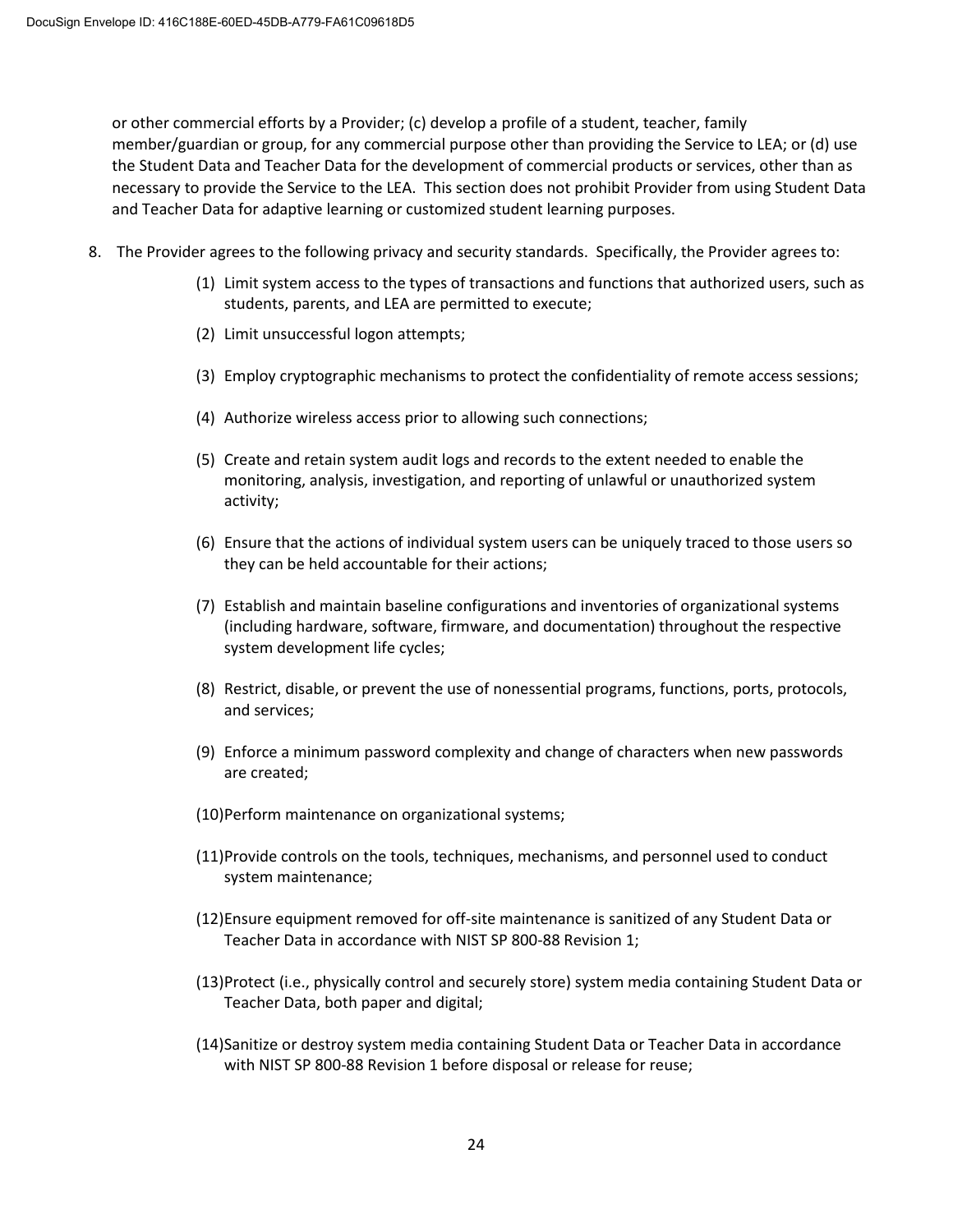or other commercial efforts by a Provider; (c) develop a profile of a student, teacher, family member/guardian or group, for any commercial purpose other than providing the Service to LEA; or (d) use the Student Data and Teacher Data for the development of commercial products or services, other than as necessary to provide the Service to the LEA. This section does not prohibit Provider from using Student Data and Teacher Data for adaptive learning or customized student learning purposes.

8. The Provider agrees to the following privacy and security standards. Specifically, the Provider agrees to:

    (1) Limit system access to the types of transactions and functions that authorized users, such as students, parents, and LEA are permitted to execute;

    (2) Limit unsuccessful logon attempts;

    (3) Employ cryptographic mechanisms to protect the confidentiality of remote access sessions;

    (4) Authorize wireless access prior to allowing such connections;

    (5) Create and retain system audit logs and records to the extent needed to enable the monitoring, analysis, investigation, and reporting of unlawful or unauthorized system activity;

    (6) Ensure that the actions of individual system users can be uniquely traced to those users so they can be held accountable for their actions;

    (7) Establish and maintain baseline configurations and inventories of organizational systems (including hardware, software, firmware, and documentation) throughout the respective system development life cycles;

    (8) Restrict, disable, or prevent the use of nonessential programs, functions, ports, protocols, and services;

    (9) Enforce a minimum password complexity and change of characters when new passwords are created;

    (10) Perform maintenance on organizational systems;

    (11) Provide controls on the tools, techniques, mechanisms, and personnel used to conduct system maintenance;

    (12) Ensure equipment removed for off-site maintenance is sanitized of any Student Data or Teacher Data in accordance with NIST SP 800-88 Revision 1;

    (13) Protect (i.e., physically control and securely store) system media containing Student Data or Teacher Data, both paper and digital;

    (14) Sanitize or destroy system media containing Student Data or Teacher Data in accordance with NIST SP 800-88 Revision 1 before disposal or release for reuse;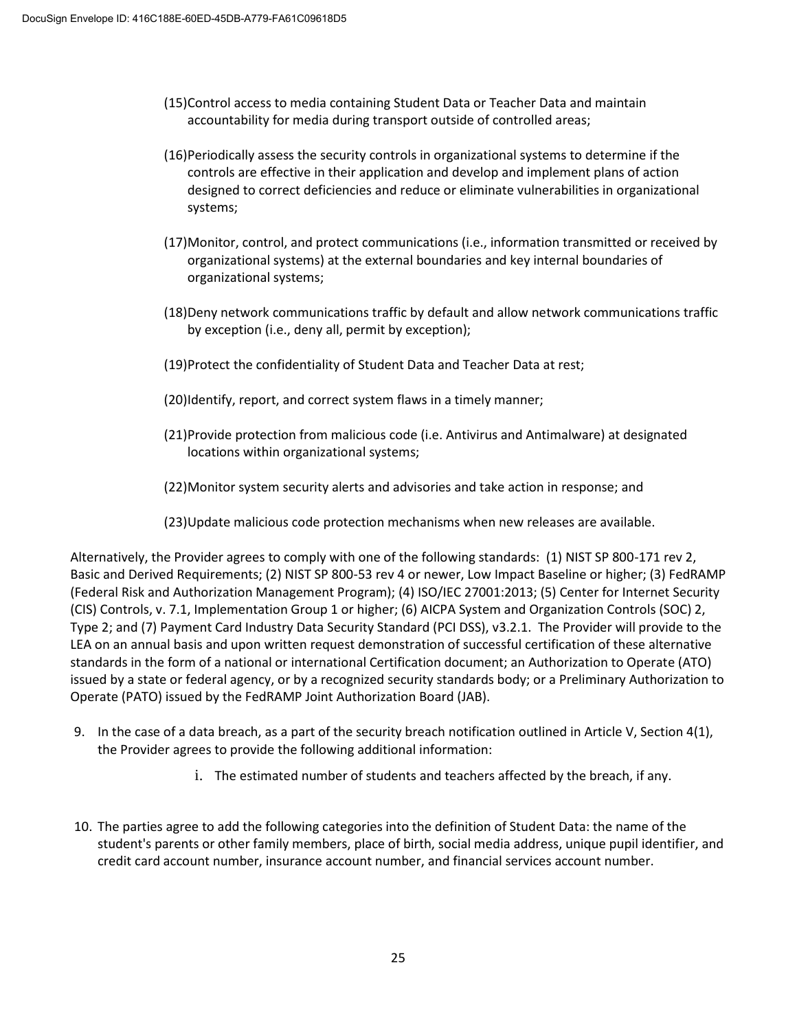(15) Control access to media containing Student Data or Teacher Data and maintain accountability for media during transport outside of controlled areas;

(16) Periodically assess the security controls in organizational systems to determine if the controls are effective in their application and develop and implement plans of action designed to correct deficiencies and reduce or eliminate vulnerabilities in organizational systems;

(17) Monitor, control, and protect communications (i.e., information transmitted or received by organizational systems) at the external boundaries and key internal boundaries of organizational systems;

(18) Deny network communications traffic by default and allow network communications traffic by exception (i.e., deny all, permit by exception);

(19) Protect the confidentiality of Student Data and Teacher Data at rest;

(20) Identify, report, and correct system flaws in a timely manner;

(21) Provide protection from malicious code (i.e. Antivirus and Antimalware) at designated locations within organizational systems;

(22) Monitor system security alerts and advisories and take action in response; and

(23) Update malicious code protection mechanisms when new releases are available.

Alternatively, the Provider agrees to comply with one of the following standards: (1) NIST SP 800-171 rev 2, Basic and Derived Requirements; (2) NIST SP 800-53 rev 4 or newer, Low Impact Baseline or higher; (3) FedRAMP (Federal Risk and Authorization Management Program); (4) ISO/IEC 27001:2013; (5) Center for Internet Security (CIS) Controls, v. 7.1, Implementation Group 1 or higher; (6) AICPA System and Organization Controls (SOC) 2, Type 2; and (7) Payment Card Industry Data Security Standard (PCI DSS), v3.2.1. The Provider will provide to the LEA on an annual basis and upon written request demonstration of successful certification of these alternative standards in the form of a national or international Certification document; an Authorization to Operate (ATO) issued by a state or federal agency, or by a recognized security standards body; or a Preliminary Authorization to Operate (PATO) issued by the FedRAMP Joint Authorization Board (JAB).

9. In the case of a data breach, as a part of the security breach notification outlined in Article V, Section 4(1), the Provider agrees to provide the following additional information:

   i. The estimated number of students and teachers affected by the breach, if any.

10. The parties agree to add the following categories into the definition of Student Data: the name of the student's parents or other family members, place of birth, social media address, unique pupil identifier, and credit card account number, insurance account number, and financial services account number.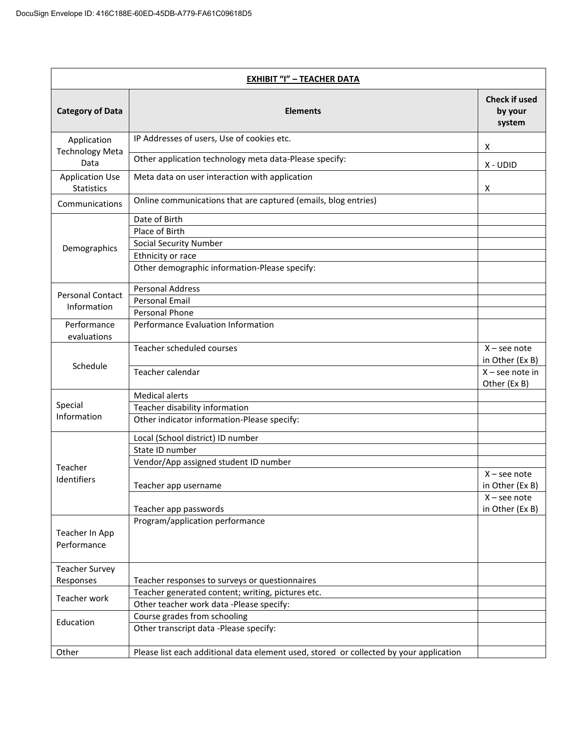| EXHIBIT "I" – TEACHER DATA | | |
|---|---|---|
| **Category of Data** | **Elements** | **Check if used by your system** |
| Application Technology Meta Data | IP Addresses of users, Use of cookies etc. | X |
| | Other application technology meta data-Please specify: | X - UDID |
| Application Use Statistics | Meta data on user interaction with application | X |
| Communications | Online communications that are captured (emails, blog entries) | |
| Demographics | Date of Birth | |
| | Place of Birth | |
| | Social Security Number | |
| | Ethnicity or race | |
| | Other demographic information-Please specify: | |
| Personal Contact Information | Personal Address | |
| | Personal Email | |
| | Personal Phone | |
| Performance evaluations | Performance Evaluation Information | |
| Schedule | Teacher scheduled courses | X – see note in Other (Ex B) |
| | Teacher calendar | X – see note in Other (Ex B) |
| Special Information | Medical alerts | |
| | Teacher disability information | |
| | Other indicator information-Please specify: | |
| Teacher Identifiers | Local (School district) ID number | |
| | State ID number | |
| | Vendor/App assigned student ID number | |
| | Teacher app username | X – see note in Other (Ex B) |
| | Teacher app passwords | X – see note in Other (Ex B) |
| Teacher In App Performance | Program/application performance | |
| Teacher Survey Responses | Teacher responses to surveys or questionnaires | |
| Teacher work | Teacher generated content; writing, pictures etc. | |
| | Other teacher work data -Please specify: | |
| Education | Course grades from schooling | |
| | Other transcript data -Please specify: | |
| Other | Please list each additional data element used, stored or collected by your application | |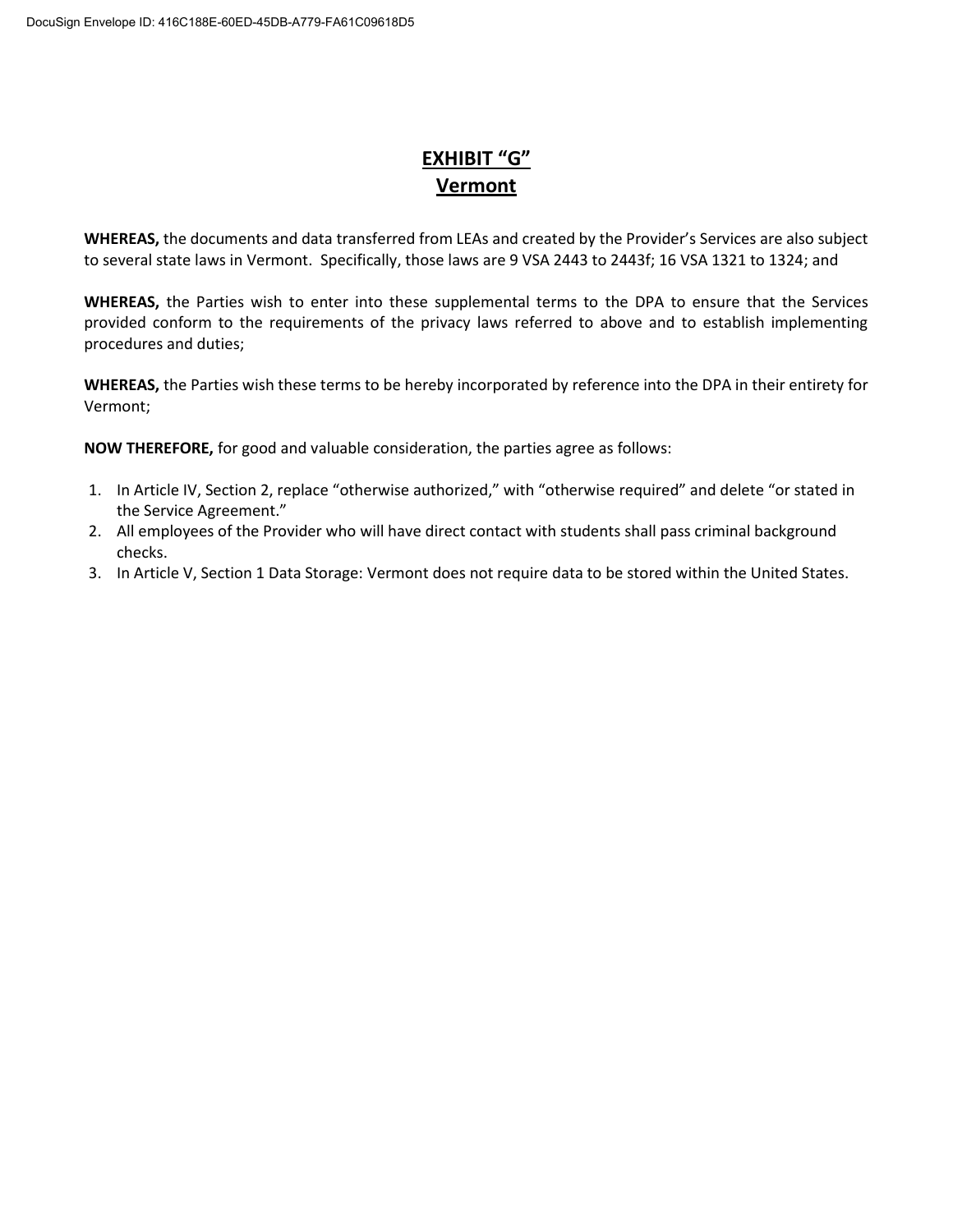# EXHIBIT "G"
## Vermont

**WHEREAS,** the documents and data transferred from LEAs and created by the Provider's Services are also subject to several state laws in Vermont. Specifically, those laws are 9 VSA 2443 to 2443f; 16 VSA 1321 to 1324; and

**WHEREAS,** the Parties wish to enter into these supplemental terms to the DPA to ensure that the Services provided conform to the requirements of the privacy laws referred to above and to establish implementing procedures and duties;

**WHEREAS,** the Parties wish these terms to be hereby incorporated by reference into the DPA in their entirety for Vermont;

**NOW THEREFORE,** for good and valuable consideration, the parties agree as follows:

1. In Article IV, Section 2, replace "otherwise authorized," with "otherwise required" and delete "or stated in the Service Agreement."
2. All employees of the Provider who will have direct contact with students shall pass criminal background checks.
3. In Article V, Section 1 Data Storage: Vermont does not require data to be stored within the United States.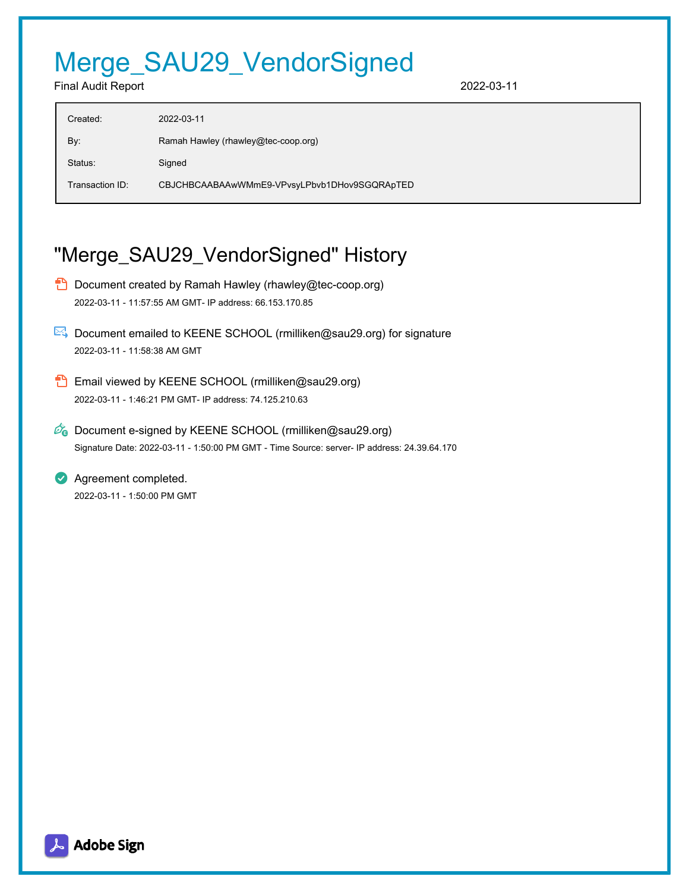# Merge_SAU29_VendorSigned

Final Audit Report 2022-03-11

| | |
|---|---|
| Created: | 2022-03-11 |
| By: | Ramah Hawley (rhawley@tec-coop.org) |
| Status: | Signed |
| Transaction ID: | CBJCHBCAABAAwWMmE9-VPvsyLPbvb1DHov9SGQRApTED |

## "Merge_SAU29_VendorSigned" History

- Document created by Ramah Hawley (rhawley@tec-coop.org)
  2022-03-11 - 11:57:55 AM GMT- IP address: 66.153.170.85

- Document emailed to KEENE SCHOOL (rmilliken@sau29.org) for signature
  2022-03-11 - 11:58:38 AM GMT

- Email viewed by KEENE SCHOOL (rmilliken@sau29.org)
  2022-03-11 - 1:46:21 PM GMT- IP address: 74.125.210.63

- Document e-signed by KEENE SCHOOL (rmilliken@sau29.org)
  Signature Date: 2022-03-11 - 1:50:00 PM GMT - Time Source: server- IP address: 24.39.64.170

- Agreement completed.
  2022-03-11 - 1:50:00 PM GMT

Adobe Sign